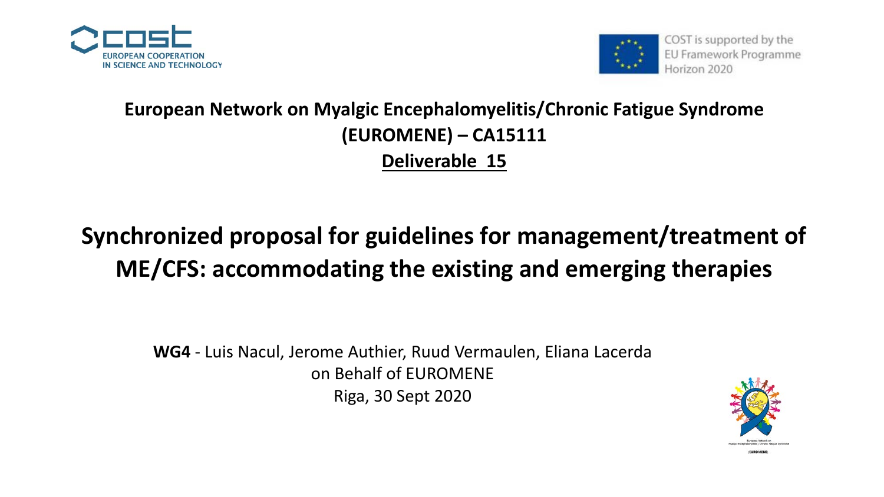COST EUROPEAN COOPERATION IN SCIENCE AND TECHNOLOGY

COST is supported by the EU Framework Programme Horizon 2020

**European Network on Myalgic Encephalomyelitis/Chronic Fatigue Syndrome (EUROMENE) – CA15111**

**Deliverable 15**

# Synchronized proposal for guidelines for management/treatment of ME/CFS: accommodating the existing and emerging therapies

**WG4** - Luis Nacul, Jerome Authier, Ruud Vermaulen, Eliana Lacerda
on Behalf of EUROMENE
Riga, 30 Sept 2020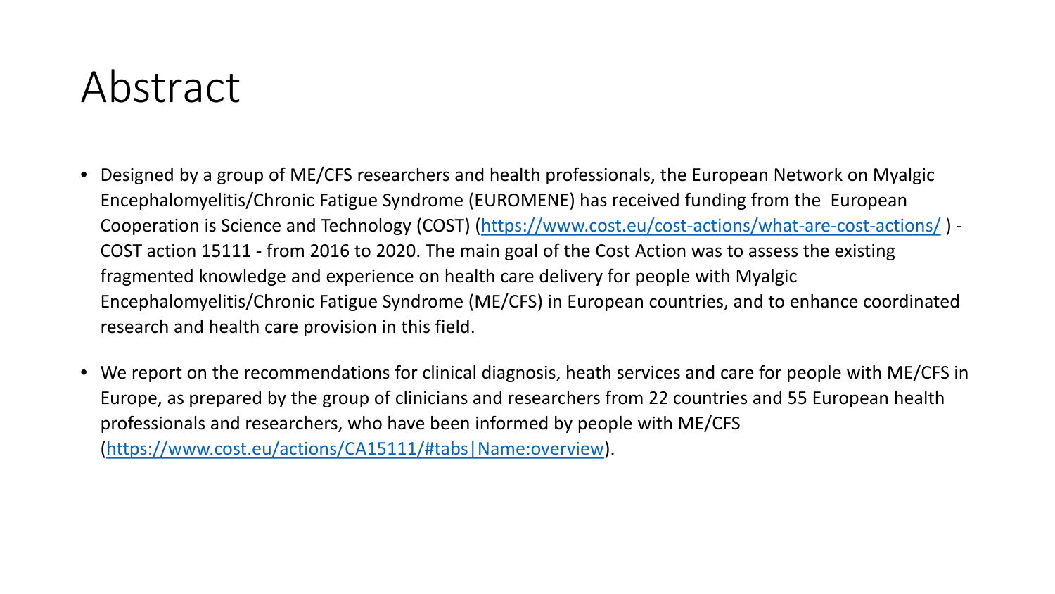# Abstract

- Designed by a group of ME/CFS researchers and health professionals, the European Network on Myalgic Encephalomyelitis/Chronic Fatigue Syndrome (EUROMENE) has received funding from the European Cooperation is Science and Technology (COST) (https://www.cost.eu/cost-actions/what-are-cost-actions/ ) - COST action 15111 - from 2016 to 2020. The main goal of the Cost Action was to assess the existing fragmented knowledge and experience on health care delivery for people with Myalgic Encephalomyelitis/Chronic Fatigue Syndrome (ME/CFS) in European countries, and to enhance coordinated research and health care provision in this field.

- We report on the recommendations for clinical diagnosis, heath services and care for people with ME/CFS in Europe, as prepared by the group of clinicians and researchers from 22 countries and 55 European health professionals and researchers, who have been informed by people with ME/CFS (https://www.cost.eu/actions/CA15111/#tabs|Name:overview).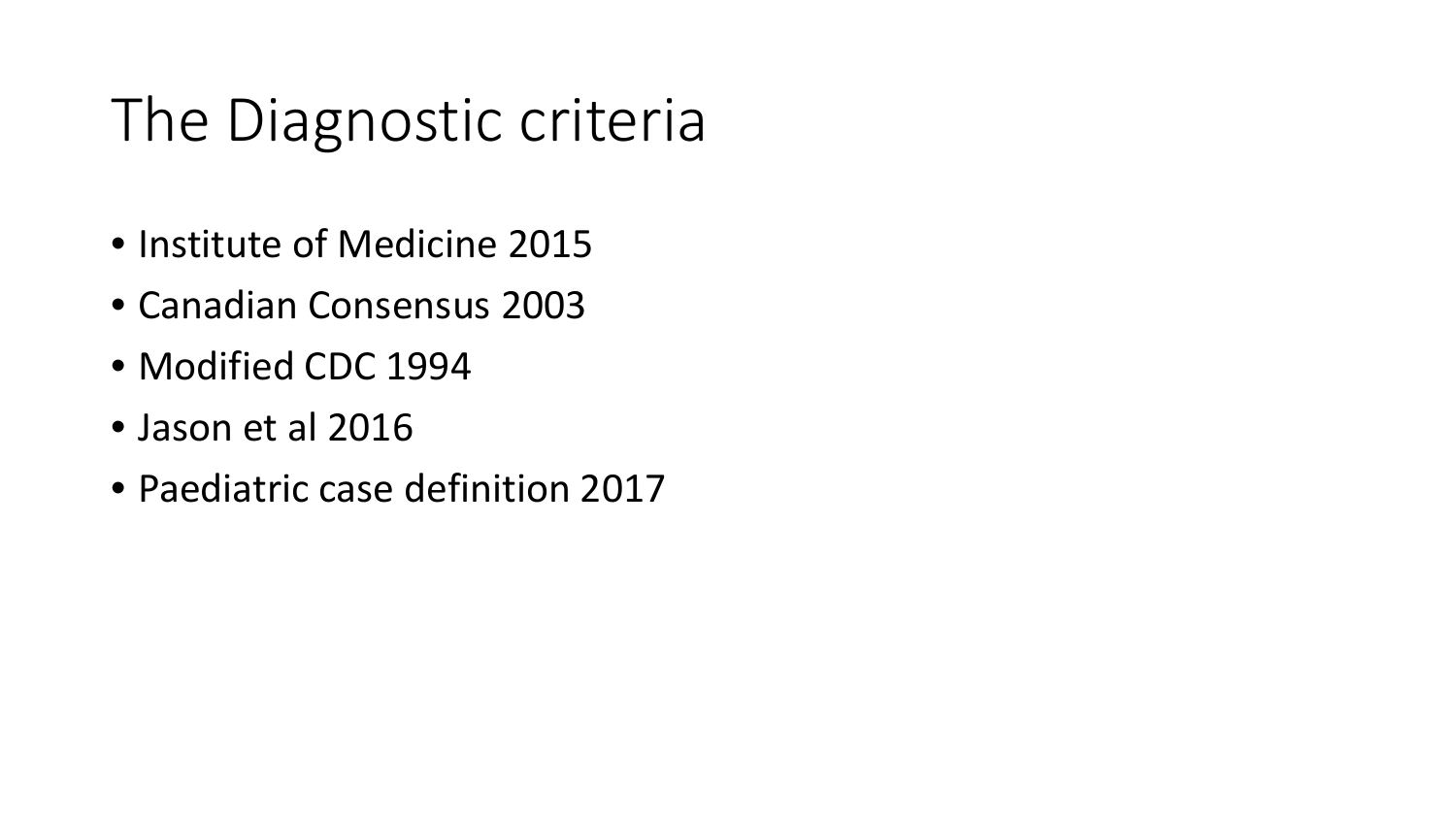# The Diagnostic criteria

- Institute of Medicine 2015
- Canadian Consensus 2003
- Modified CDC 1994
- Jason et al 2016
- Paediatric case definition 2017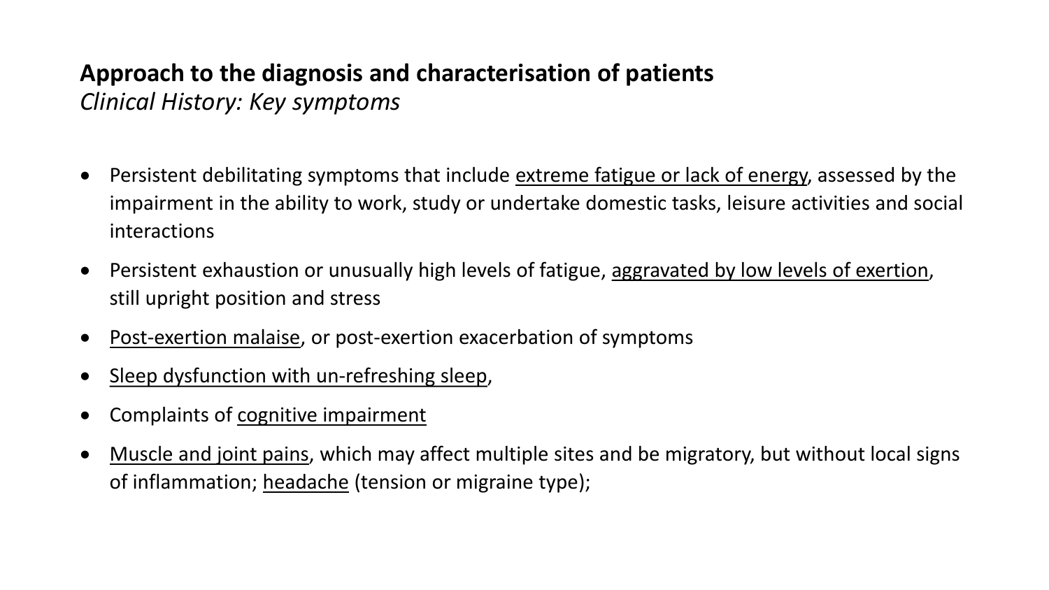## Approach to the diagnosis and characterisation of patients

*Clinical History: Key symptoms*

- Persistent debilitating symptoms that include extreme fatigue or lack of energy, assessed by the impairment in the ability to work, study or undertake domestic tasks, leisure activities and social interactions
- Persistent exhaustion or unusually high levels of fatigue, aggravated by low levels of exertion, still upright position and stress
- Post-exertion malaise, or post-exertion exacerbation of symptoms
- Sleep dysfunction with un-refreshing sleep,
- Complaints of cognitive impairment
- Muscle and joint pains, which may affect multiple sites and be migratory, but without local signs of inflammation; headache (tension or migraine type);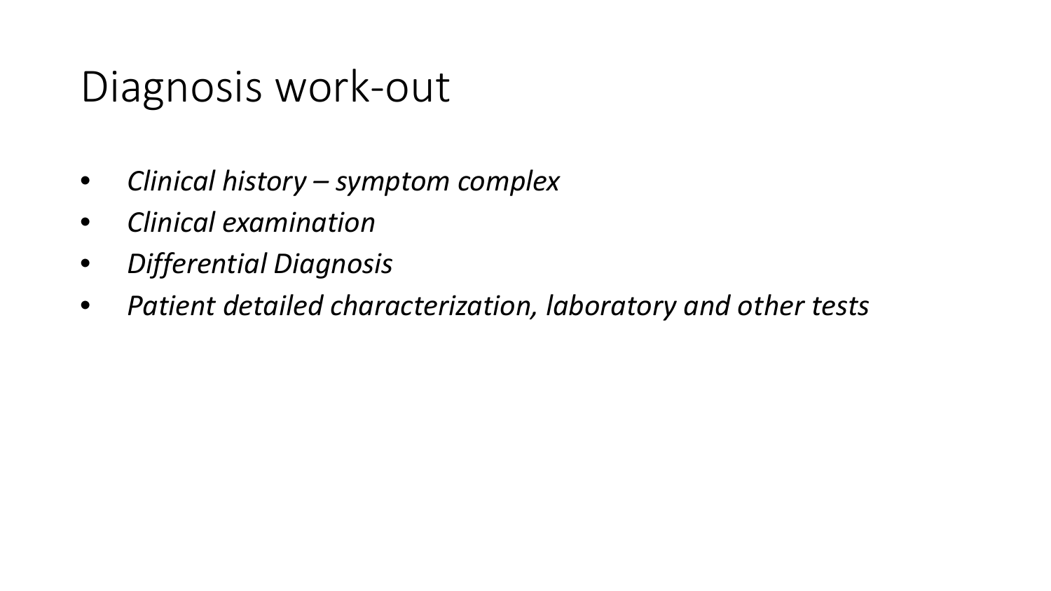# Diagnosis work-out

- *Clinical history – symptom complex*
- *Clinical examination*
- *Differential Diagnosis*
- *Patient detailed characterization, laboratory and other tests*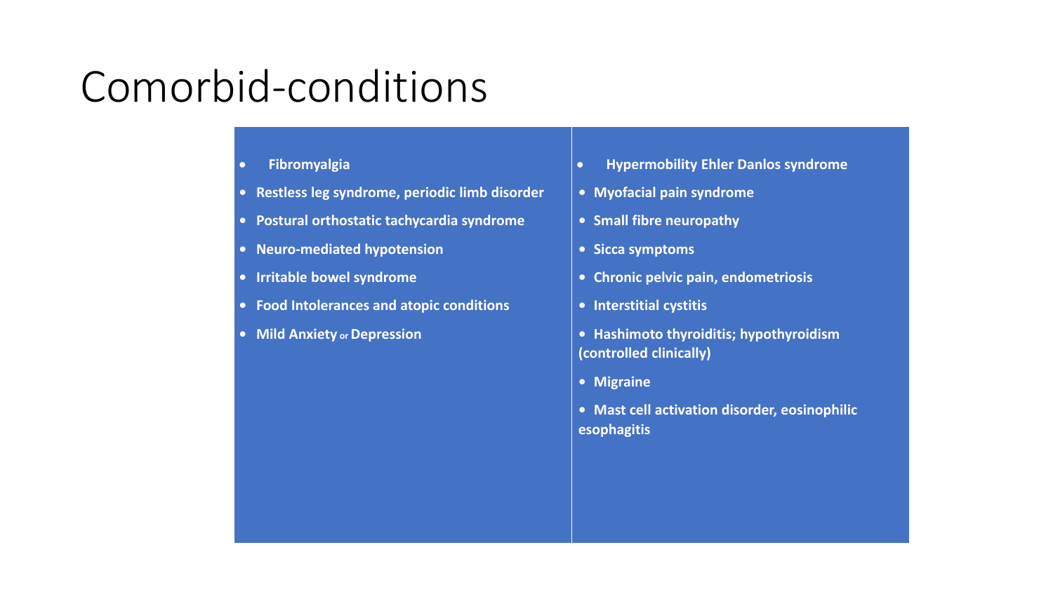# Comorbid-conditions

- **Fibromyalgia**
- **Restless leg syndrome, periodic limb disorder**
- **Postural orthostatic tachycardia syndrome**
- **Neuro-mediated hypotension**
- **Irritable bowel syndrome**
- **Food Intolerances and atopic conditions**
- **Mild Anxiety or Depression**
- **Hypermobility Ehler Danlos syndrome**
- **Myofacial pain syndrome**
- **Small fibre neuropathy**
- **Sicca symptoms**
- **Chronic pelvic pain, endometriosis**
- **Interstitial cystitis**
- **Hashimoto thyroiditis; hypothyroidism (controlled clinically)**
- **Migraine**
- **Mast cell activation disorder, eosinophilic esophagitis**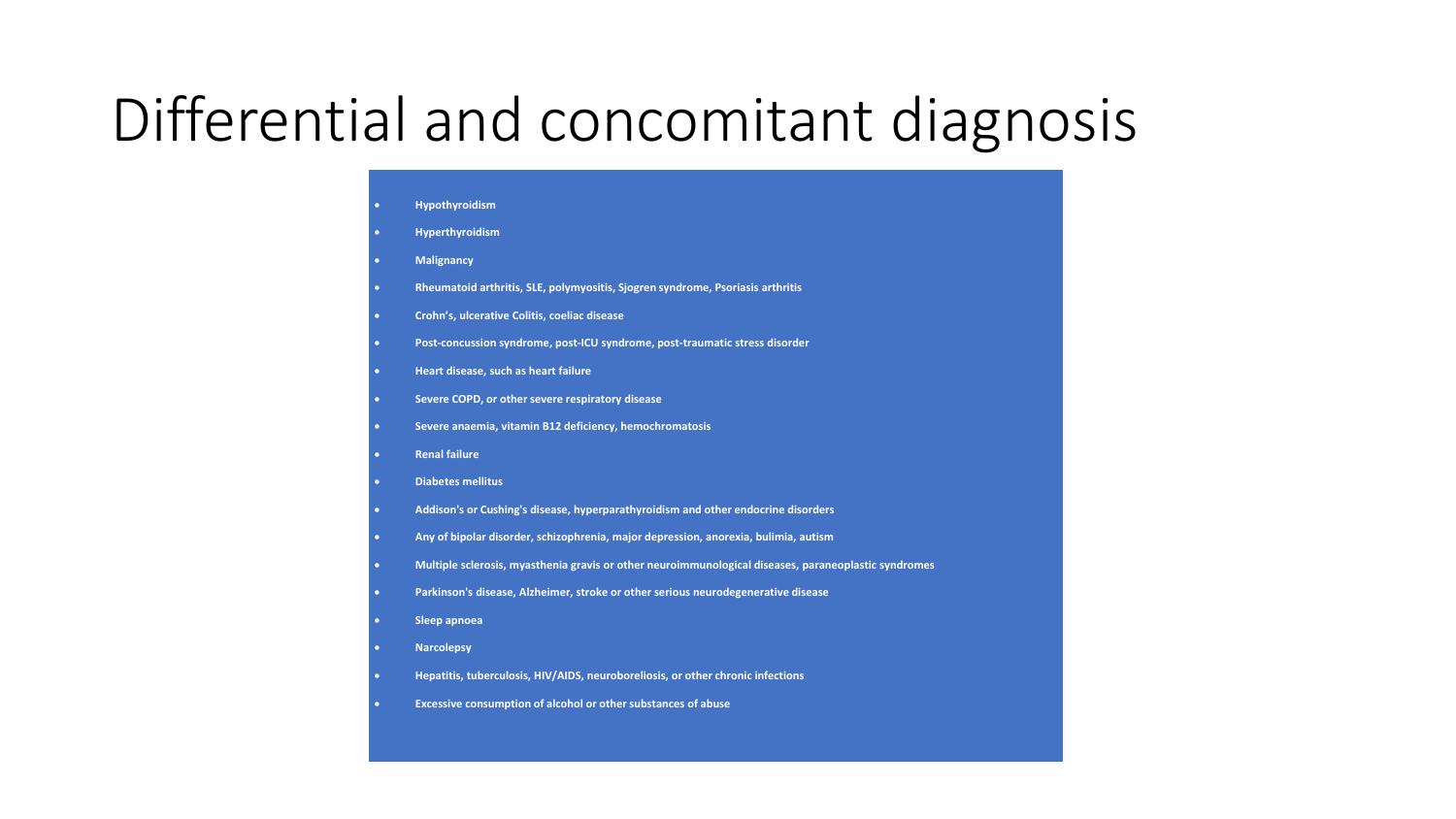# Differential and concomitant diagnosis

- **Hypothyroidism**
- **Hyperthyroidism**
- **Malignancy**
- **Rheumatoid arthritis, SLE, polymyositis, Sjogren syndrome, Psoriasis arthritis**
- **Crohn's, ulcerative Colitis, coeliac disease**
- **Post-concussion syndrome, post-ICU syndrome, post-traumatic stress disorder**
- **Heart disease, such as heart failure**
- **Severe COPD, or other severe respiratory disease**
- **Severe anaemia, vitamin B12 deficiency, hemochromatosis**
- **Renal failure**
- **Diabetes mellitus**
- **Addison's or Cushing's disease, hyperparathyroidism and other endocrine disorders**
- **Any of bipolar disorder, schizophrenia, major depression, anorexia, bulimia, autism**
- **Multiple sclerosis, myasthenia gravis or other neuroimmunological diseases, paraneoplastic syndromes**
- **Parkinson's disease, Alzheimer, stroke or other serious neurodegenerative disease**
- **Sleep apnoea**
- **Narcolepsy**
- **Hepatitis, tuberculosis, HIV/AIDS, neuroboreliosis, or other chronic infections**
- **Excessive consumption of alcohol or other substances of abuse**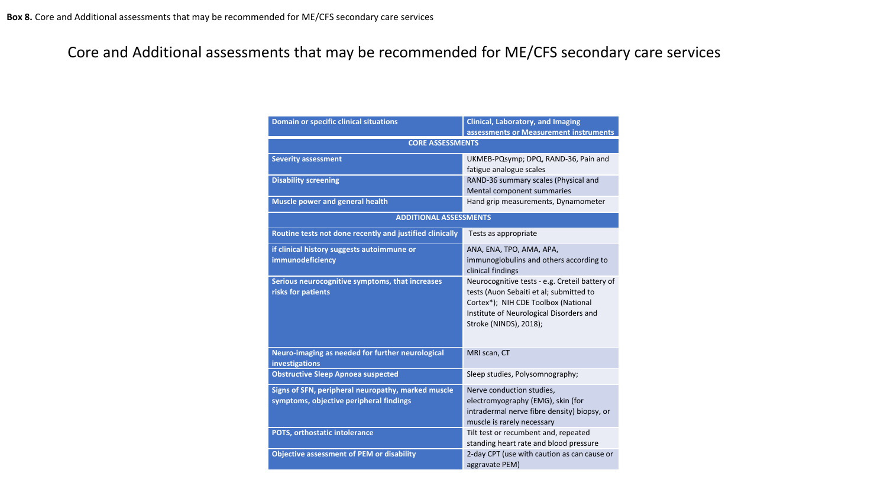**Box 8.** Core and Additional assessments that may be recommended for ME/CFS secondary care services

## Core and Additional assessments that may be recommended for ME/CFS secondary care services

| Domain or specific clinical situations | Clinical, Laboratory, and Imaging assessments or Measurement instruments |
|---|---|
| **CORE ASSESSMENTS** | |
| **Severity assessment** | UKMEB-PQsymp; DPQ, RAND-36, Pain and fatigue analogue scales |
| **Disability screening** | RAND-36 summary scales (Physical and Mental component summaries |
| **Muscle power and general health** | Hand grip measurements, Dynamometer |
| **ADDITIONAL ASSESSMENTS** | |
| **Routine tests not done recently and justified clinically** | Tests as appropriate |
| **if clinical history suggests autoimmune or immunodeficiency** | ANA, ENA, TPO, AMA, APA, immunoglobulins and others according to clinical findings |
| **Serious neurocognitive symptoms, that increases risks for patients** | Neurocognitive tests - e.g. Creteil battery of tests (Auon Sebaiti et al; submitted to Cortex*); NIH CDE Toolbox (National Institute of Neurological Disorders and Stroke (NINDS), 2018); |
| **Neuro-imaging as needed for further neurological investigations** | MRI scan, CT |
| **Obstructive Sleep Apnoea suspected** | Sleep studies, Polysomnography; |
| **Signs of SFN, peripheral neuropathy, marked muscle symptoms, objective peripheral findings** | Nerve conduction studies, electromyography (EMG), skin (for intradermal nerve fibre density) biopsy, or muscle is rarely necessary |
| **POTS, orthostatic intolerance** | Tilt test or recumbent and, repeated standing heart rate and blood pressure |
| **Objective assessment of PEM or disability** | 2-day CPT (use with caution as can cause or aggravate PEM) |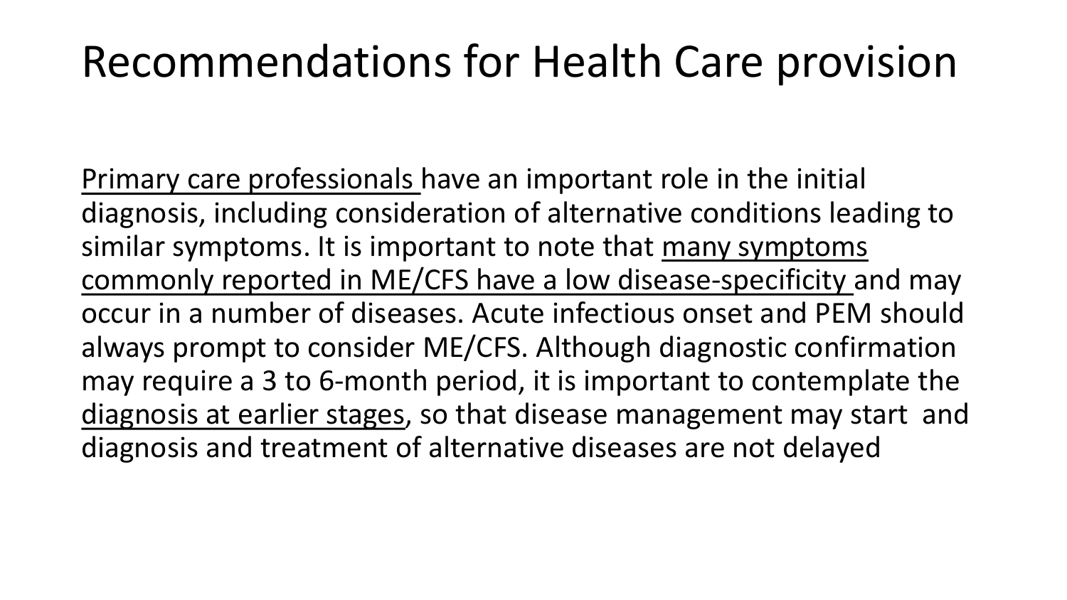# Recommendations for Health Care provision

<u>Primary care professionals</u> have an important role in the initial diagnosis, including consideration of alternative conditions leading to similar symptoms. It is important to note that <u>many symptoms commonly reported in ME/CFS have a low disease-specificity</u> and may occur in a number of diseases. Acute infectious onset and PEM should always prompt to consider ME/CFS. Although diagnostic confirmation may require a 3 to 6-month period, it is important to contemplate the <u>diagnosis at earlier stages</u>, so that disease management may start and diagnosis and treatment of alternative diseases are not delayed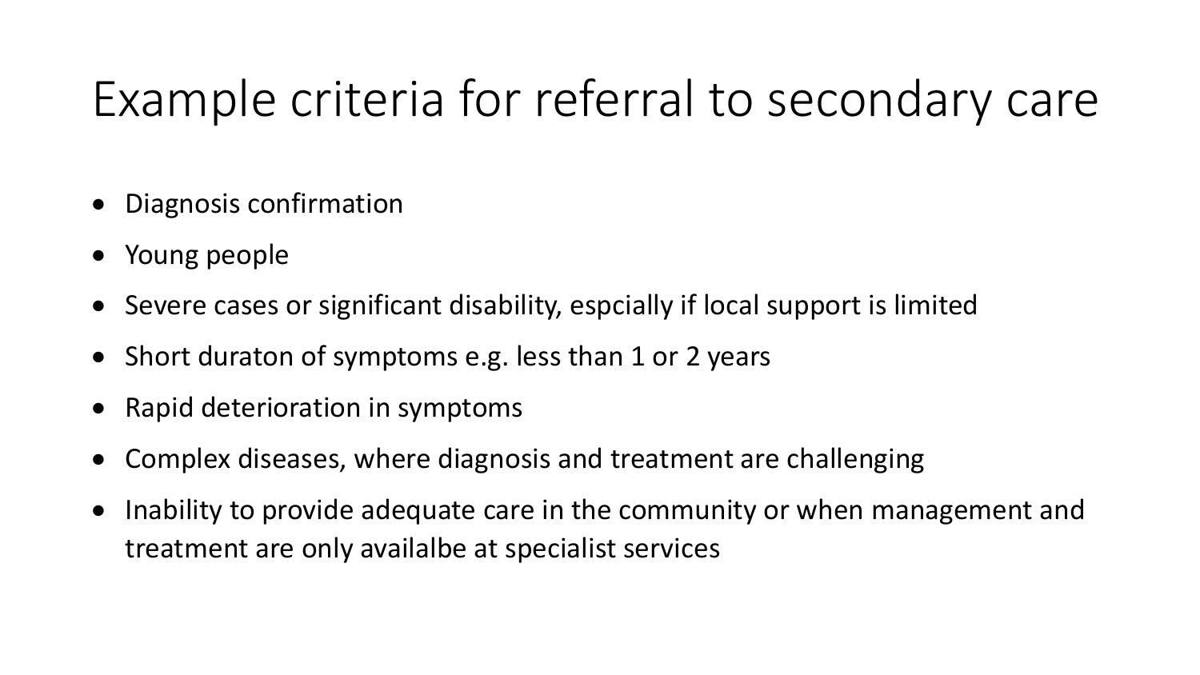# Example criteria for referral to secondary care

- Diagnosis confirmation
- Young people
- Severe cases or significant disability, espcially if local support is limited
- Short duraton of symptoms e.g. less than 1 or 2 years
- Rapid deterioration in symptoms
- Complex diseases, where diagnosis and treatment are challenging
- Inability to provide adequate care in the community or when management and treatment are only availalbe at specialist services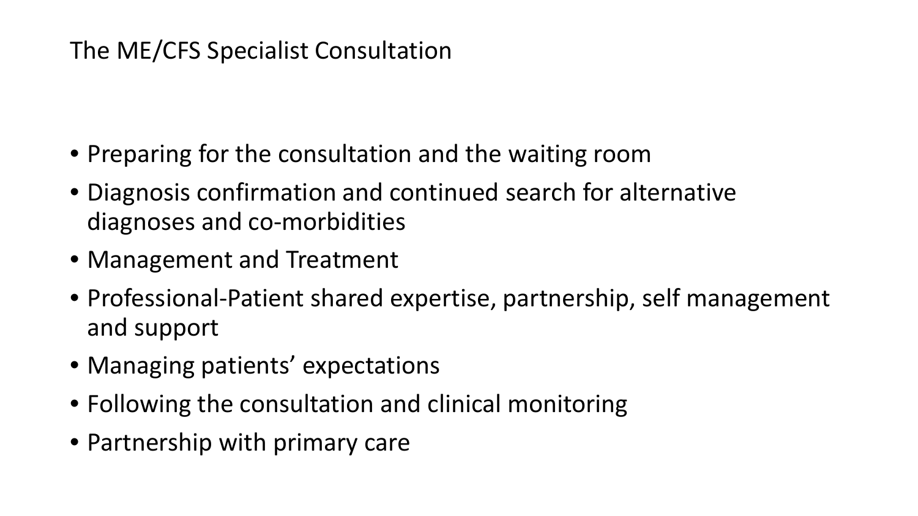# The ME/CFS Specialist Consultation

- Preparing for the consultation and the waiting room
- Diagnosis confirmation and continued search for alternative diagnoses and co-morbidities
- Management and Treatment
- Professional-Patient shared expertise, partnership, self management and support
- Managing patients' expectations
- Following the consultation and clinical monitoring
- Partnership with primary care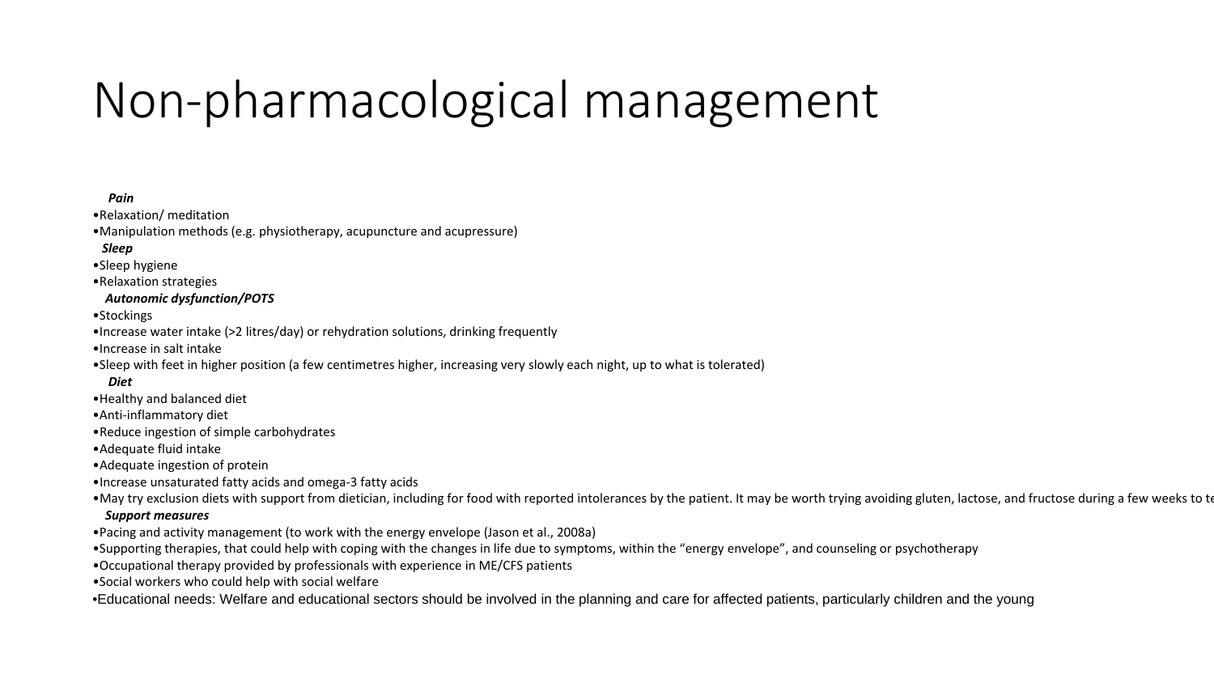# Non-pharmacological management

***Pain***

- Relaxation/ meditation
- Manipulation methods (e.g. physiotherapy, acupuncture and acupressure)

***Sleep***

- Sleep hygiene
- Relaxation strategies

***Autonomic dysfunction/POTS***

- Stockings
- Increase water intake (>2 litres/day) or rehydration solutions, drinking frequently
- Increase in salt intake
- Sleep with feet in higher position (a few centimetres higher, increasing very slowly each night, up to what is tolerated)

***Diet***

- Healthy and balanced diet
- Anti-inflammatory diet
- Reduce ingestion of simple carbohydrates
- Adequate fluid intake
- Adequate ingestion of protein
- Increase unsaturated fatty acids and omega-3 fatty acids
- May try exclusion diets with support from dietician, including for food with reported intolerances by the patient. It may be worth trying avoiding gluten, lactose, and fructose during a few weeks to te

***Support measures***

- Pacing and activity management (to work with the energy envelope (Jason et al., 2008a)
- Supporting therapies, that could help with coping with the changes in life due to symptoms, within the "energy envelope", and counseling or psychotherapy
- Occupational therapy provided by professionals with experience in ME/CFS patients
- Social workers who could help with social welfare
- Educational needs: Welfare and educational sectors should be involved in the planning and care for affected patients, particularly children and the young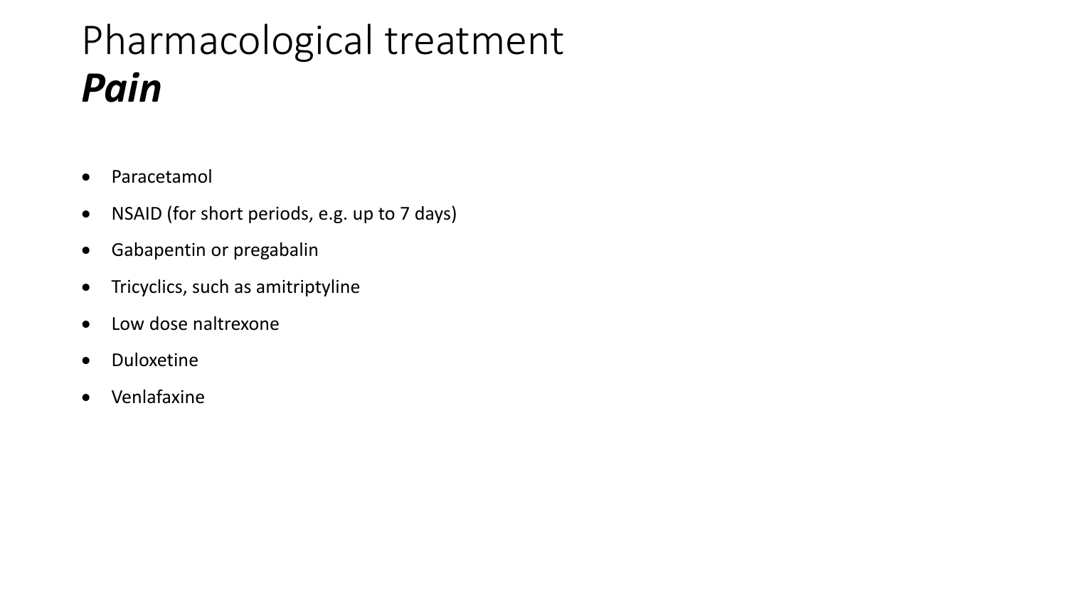# Pharmacological treatment
## ***Pain***

- Paracetamol
- NSAID (for short periods, e.g. up to 7 days)
- Gabapentin or pregabalin
- Tricyclics, such as amitriptyline
- Low dose naltrexone
- Duloxetine
- Venlafaxine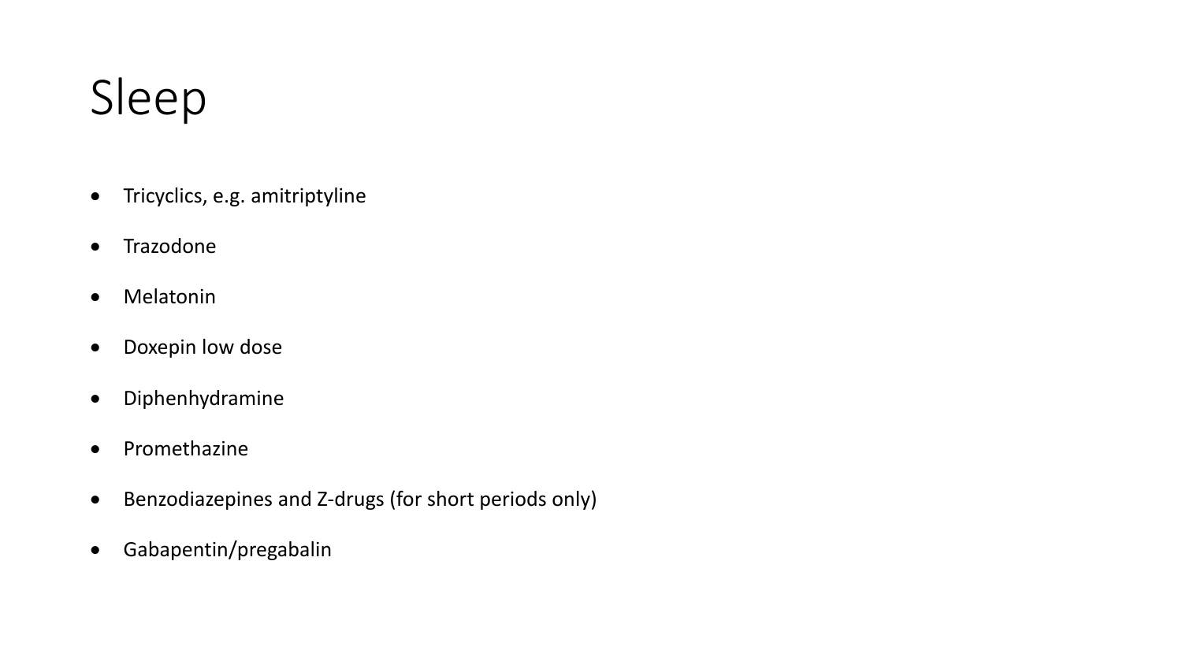# Sleep

- Tricyclics, e.g. amitriptyline
- Trazodone
- Melatonin
- Doxepin low dose
- Diphenhydramine
- Promethazine
- Benzodiazepines and Z-drugs (for short periods only)
- Gabapentin/pregabalin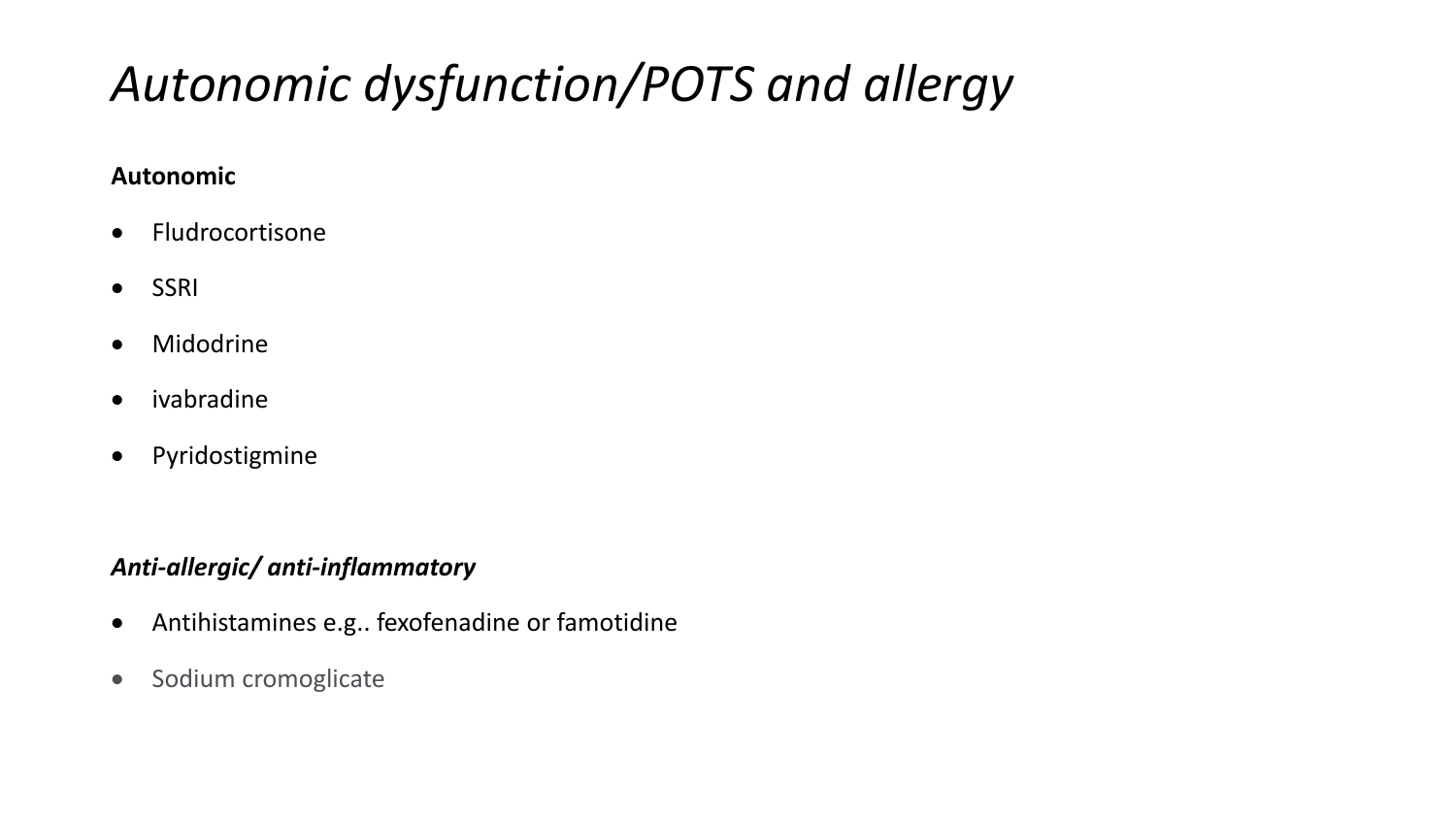# *Autonomic dysfunction/POTS and allergy*

**Autonomic**

- Fludrocortisone
- SSRI
- Midodrine
- ivabradine
- Pyridostigmine

***Anti-allergic/ anti-inflammatory***

- Antihistamines e.g.. fexofenadine or famotidine
- Sodium cromoglicate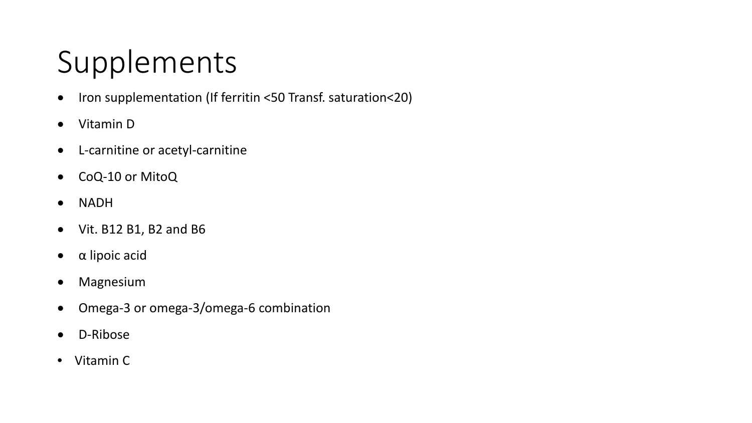# Supplements

- Iron supplementation (If ferritin <50 Transf. saturation<20)
- Vitamin D
- L-carnitine or acetyl-carnitine
- CoQ-10 or MitoQ
- NADH
- Vit. B12 B1, B2 and B6
- α lipoic acid
- Magnesium
- Omega-3 or omega-3/omega-6 combination
- D-Ribose
- Vitamin C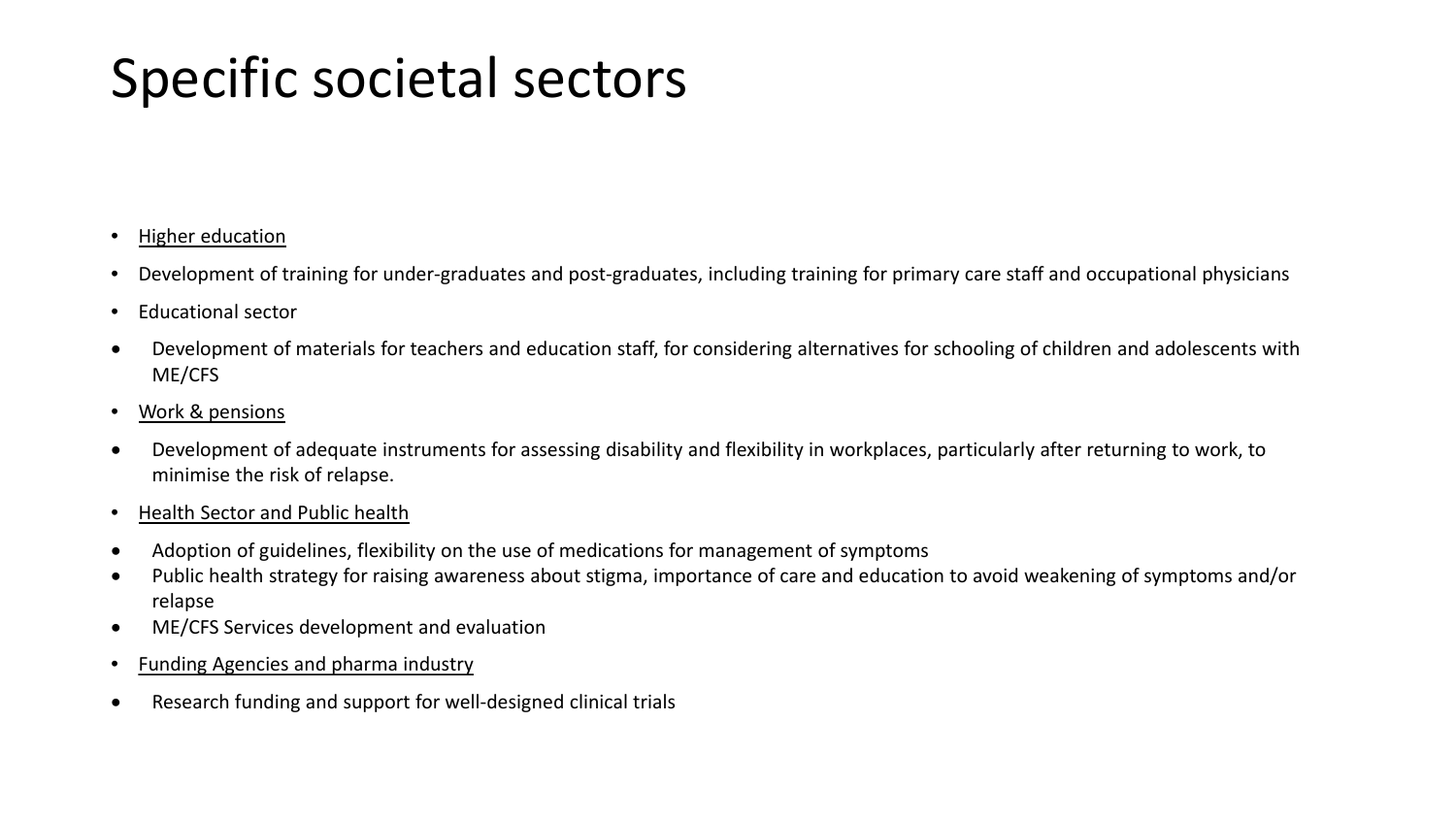# Specific societal sectors

- <u>Higher education</u>
- Development of training for under-graduates and post-graduates, including training for primary care staff and occupational physicians
- Educational sector
- Development of materials for teachers and education staff, for considering alternatives for schooling of children and adolescents with ME/CFS
- <u>Work & pensions</u>
- Development of adequate instruments for assessing disability and flexibility in workplaces, particularly after returning to work, to minimise the risk of relapse.
- <u>Health Sector and Public health</u>
- Adoption of guidelines, flexibility on the use of medications for management of symptoms
- Public health strategy for raising awareness about stigma, importance of care and education to avoid weakening of symptoms and/or relapse
- ME/CFS Services development and evaluation
- <u>Funding Agencies and pharma industry</u>
- Research funding and support for well-designed clinical trials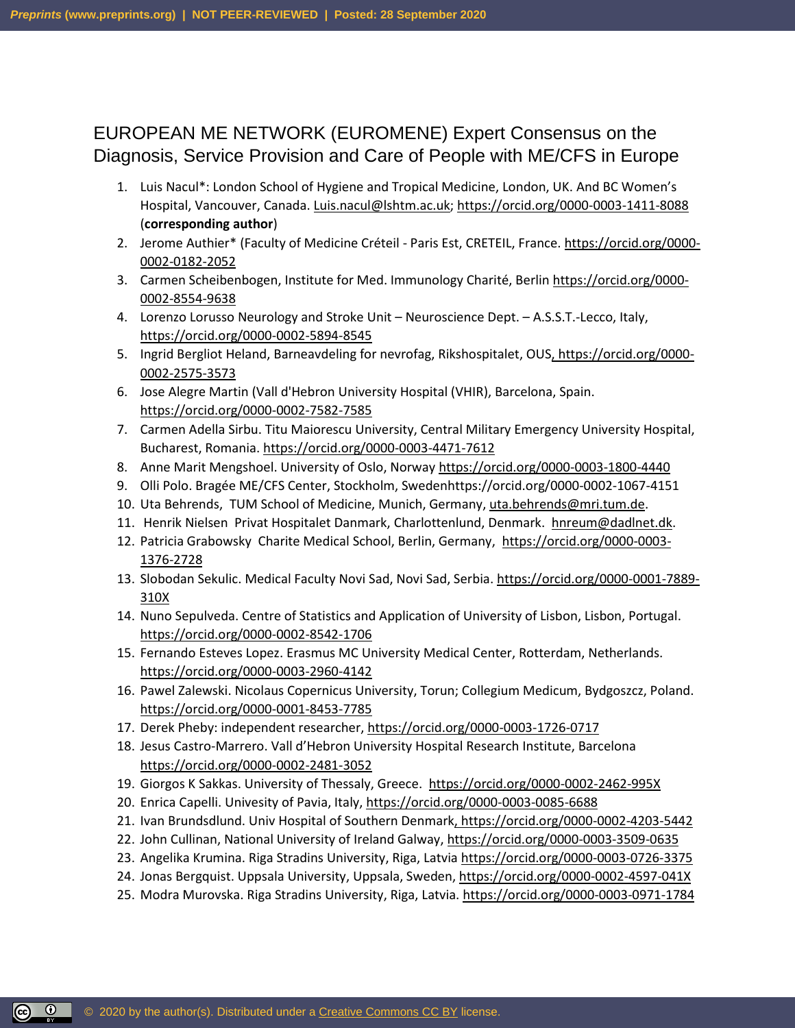# EUROPEAN ME NETWORK (EUROMENE) Expert Consensus on the Diagnosis, Service Provision and Care of People with ME/CFS in Europe

1. Luis Nacul*: London School of Hygiene and Tropical Medicine, London, UK. And BC Women's Hospital, Vancouver, Canada. Luis.nacul@lshtm.ac.uk; https://orcid.org/0000-0003-1411-8088 (**corresponding author**)
2. Jerome Authier* (Faculty of Medicine Créteil - Paris Est, CRETEIL, France. https://orcid.org/0000-0002-0182-2052
3. Carmen Scheibenbogen, Institute for Med. Immunology Charité, Berlin https://orcid.org/0000-0002-8554-9638
4. Lorenzo Lorusso Neurology and Stroke Unit – Neuroscience Dept. – A.S.S.T.-Lecco, Italy, https://orcid.org/0000-0002-5894-8545
5. Ingrid Bergliot Heland, Barneavdeling for nevrofag, Rikshospitalet, OUS, https://orcid.org/0000-0002-2575-3573
6. Jose Alegre Martin (Vall d'Hebron University Hospital (VHIR), Barcelona, Spain. https://orcid.org/0000-0002-7582-7585
7. Carmen Adella Sirbu. Titu Maiorescu University, Central Military Emergency University Hospital, Bucharest, Romania. https://orcid.org/0000-0003-4471-7612
8. Anne Marit Mengshoel. University of Oslo, Norway https://orcid.org/0000-0003-1800-4440
9. Olli Polo. Bragée ME/CFS Center, Stockholm, Swedenhttps://orcid.org/0000-0002-1067-4151
10. Uta Behrends, TUM School of Medicine, Munich, Germany, uta.behrends@mri.tum.de.
11. Henrik Nielsen Privat Hospitalet Danmark, Charlottenlund, Denmark. hnreum@dadlnet.dk.
12. Patricia Grabowsky Charite Medical School, Berlin, Germany, https://orcid.org/0000-0003-1376-2728
13. Slobodan Sekulic. Medical Faculty Novi Sad, Novi Sad, Serbia. https://orcid.org/0000-0001-7889-310X
14. Nuno Sepulveda. Centre of Statistics and Application of University of Lisbon, Lisbon, Portugal. https://orcid.org/0000-0002-8542-1706
15. Fernando Esteves Lopez. Erasmus MC University Medical Center, Rotterdam, Netherlands. https://orcid.org/0000-0003-2960-4142
16. Pawel Zalewski. Nicolaus Copernicus University, Torun; Collegium Medicum, Bydgoszcz, Poland. https://orcid.org/0000-0001-8453-7785
17. Derek Pheby: independent researcher, https://orcid.org/0000-0003-1726-0717
18. Jesus Castro-Marrero. Vall d'Hebron University Hospital Research Institute, Barcelona https://orcid.org/0000-0002-2481-3052
19. Giorgos K Sakkas. University of Thessaly, Greece. https://orcid.org/0000-0002-2462-995X
20. Enrica Capelli. Univesity of Pavia, Italy, https://orcid.org/0000-0003-0085-6688
21. Ivan Brundsdlund. Univ Hospital of Southern Denmark, https://orcid.org/0000-0002-4203-5442
22. John Cullinan, National University of Ireland Galway, https://orcid.org/0000-0003-3509-0635
23. Angelika Krumina. Riga Stradins University, Riga, Latvia https://orcid.org/0000-0003-0726-3375
24. Jonas Bergquist. Uppsala University, Uppsala, Sweden, https://orcid.org/0000-0002-4597-041X
25. Modra Murovska. Riga Stradins University, Riga, Latvia. https://orcid.org/0000-0003-0971-1784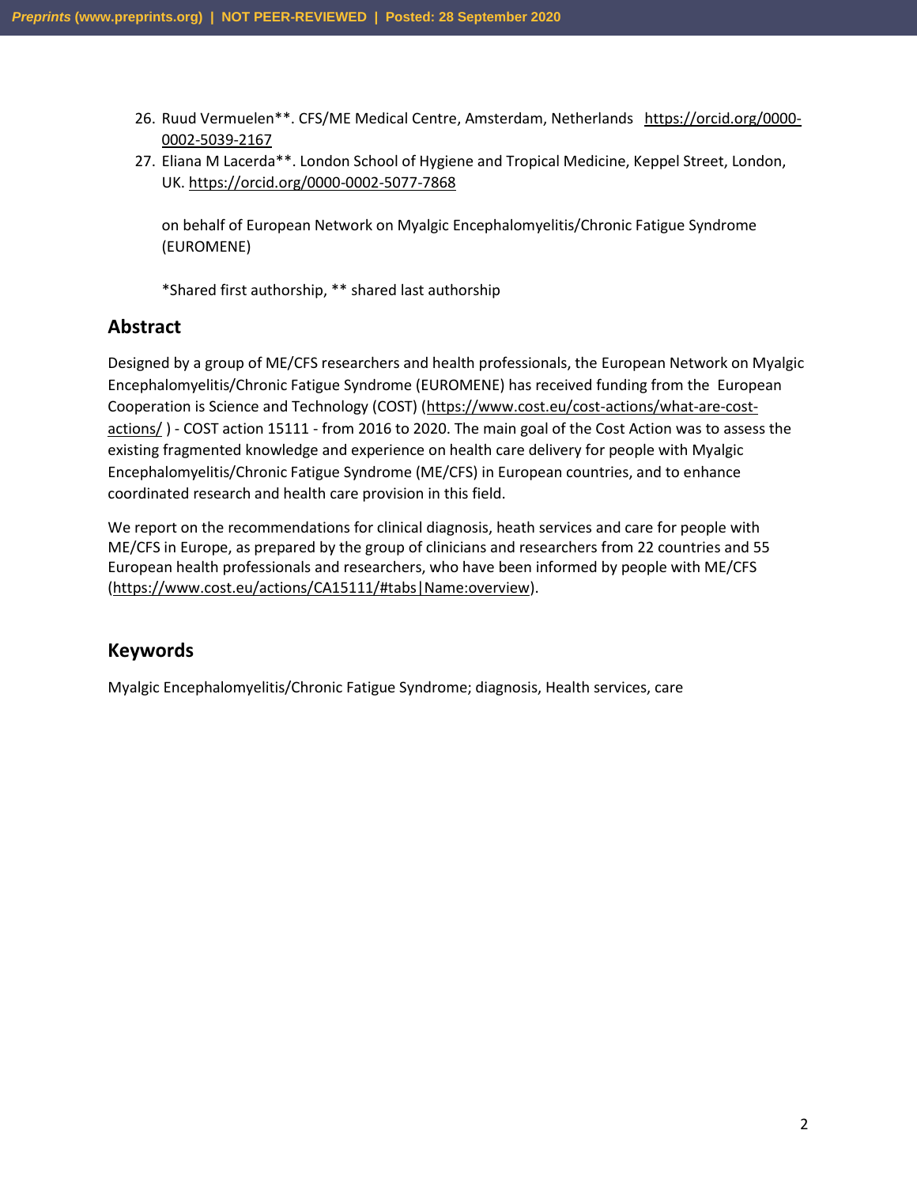26. Ruud Vermuelen**. CFS/ME Medical Centre, Amsterdam, Netherlands https://orcid.org/0000-0002-5039-2167
27. Eliana M Lacerda**. London School of Hygiene and Tropical Medicine, Keppel Street, London, UK. https://orcid.org/0000-0002-5077-7868

on behalf of European Network on Myalgic Encephalomyelitis/Chronic Fatigue Syndrome (EUROMENE)

*Shared first authorship, ** shared last authorship

## Abstract

Designed by a group of ME/CFS researchers and health professionals, the European Network on Myalgic Encephalomyelitis/Chronic Fatigue Syndrome (EUROMENE) has received funding from the European Cooperation is Science and Technology (COST) (https://www.cost.eu/cost-actions/what-are-cost-actions/ ) - COST action 15111 - from 2016 to 2020. The main goal of the Cost Action was to assess the existing fragmented knowledge and experience on health care delivery for people with Myalgic Encephalomyelitis/Chronic Fatigue Syndrome (ME/CFS) in European countries, and to enhance coordinated research and health care provision in this field.

We report on the recommendations for clinical diagnosis, heath services and care for people with ME/CFS in Europe, as prepared by the group of clinicians and researchers from 22 countries and 55 European health professionals and researchers, who have been informed by people with ME/CFS (https://www.cost.eu/actions/CA15111/#tabs|Name:overview).

## Keywords

Myalgic Encephalomyelitis/Chronic Fatigue Syndrome; diagnosis, Health services, care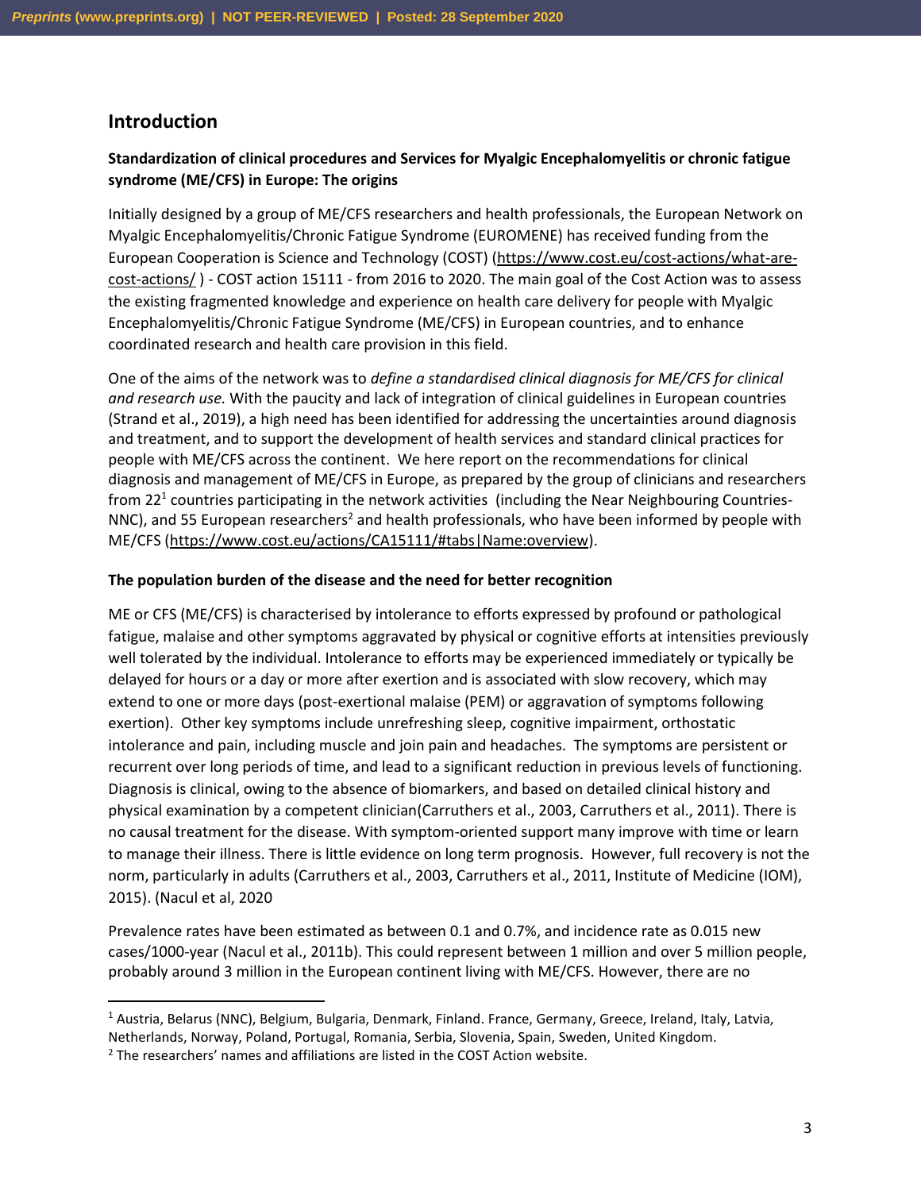## Introduction

**Standardization of clinical procedures and Services for Myalgic Encephalomyelitis or chronic fatigue syndrome (ME/CFS) in Europe: The origins**

Initially designed by a group of ME/CFS researchers and health professionals, the European Network on Myalgic Encephalomyelitis/Chronic Fatigue Syndrome (EUROMENE) has received funding from the European Cooperation is Science and Technology (COST) (https://www.cost.eu/cost-actions/what-are-cost-actions/ ) - COST action 15111 - from 2016 to 2020. The main goal of the Cost Action was to assess the existing fragmented knowledge and experience on health care delivery for people with Myalgic Encephalomyelitis/Chronic Fatigue Syndrome (ME/CFS) in European countries, and to enhance coordinated research and health care provision in this field.

One of the aims of the network was to *define a standardised clinical diagnosis for ME/CFS for clinical and research use.* With the paucity and lack of integration of clinical guidelines in European countries (Strand et al., 2019), a high need has been identified for addressing the uncertainties around diagnosis and treatment, and to support the development of health services and standard clinical practices for people with ME/CFS across the continent. We here report on the recommendations for clinical diagnosis and management of ME/CFS in Europe, as prepared by the group of clinicians and researchers from 22[1] countries participating in the network activities (including the Near Neighbouring Countries- NNC), and 55 European researchers[2] and health professionals, who have been informed by people with ME/CFS (https://www.cost.eu/actions/CA15111/#tabs|Name:overview).

**The population burden of the disease and the need for better recognition**

ME or CFS (ME/CFS) is characterised by intolerance to efforts expressed by profound or pathological fatigue, malaise and other symptoms aggravated by physical or cognitive efforts at intensities previously well tolerated by the individual. Intolerance to efforts may be experienced immediately or typically be delayed for hours or a day or more after exertion and is associated with slow recovery, which may extend to one or more days (post-exertional malaise (PEM) or aggravation of symptoms following exertion). Other key symptoms include unrefreshing sleep, cognitive impairment, orthostatic intolerance and pain, including muscle and join pain and headaches. The symptoms are persistent or recurrent over long periods of time, and lead to a significant reduction in previous levels of functioning. Diagnosis is clinical, owing to the absence of biomarkers, and based on detailed clinical history and physical examination by a competent clinician(Carruthers et al., 2003, Carruthers et al., 2011). There is no causal treatment for the disease. With symptom-oriented support many improve with time or learn to manage their illness. There is little evidence on long term prognosis. However, full recovery is not the norm, particularly in adults (Carruthers et al., 2003, Carruthers et al., 2011, Institute of Medicine (IOM), 2015). (Nacul et al, 2020

Prevalence rates have been estimated as between 0.1 and 0.7%, and incidence rate as 0.015 new cases/1000-year (Nacul et al., 2011b). This could represent between 1 million and over 5 million people, probably around 3 million in the European continent living with ME/CFS. However, there are no

[1] Austria, Belarus (NNC), Belgium, Bulgaria, Denmark, Finland. France, Germany, Greece, Ireland, Italy, Latvia, Netherlands, Norway, Poland, Portugal, Romania, Serbia, Slovenia, Spain, Sweden, United Kingdom.

[2] The researchers' names and affiliations are listed in the COST Action website.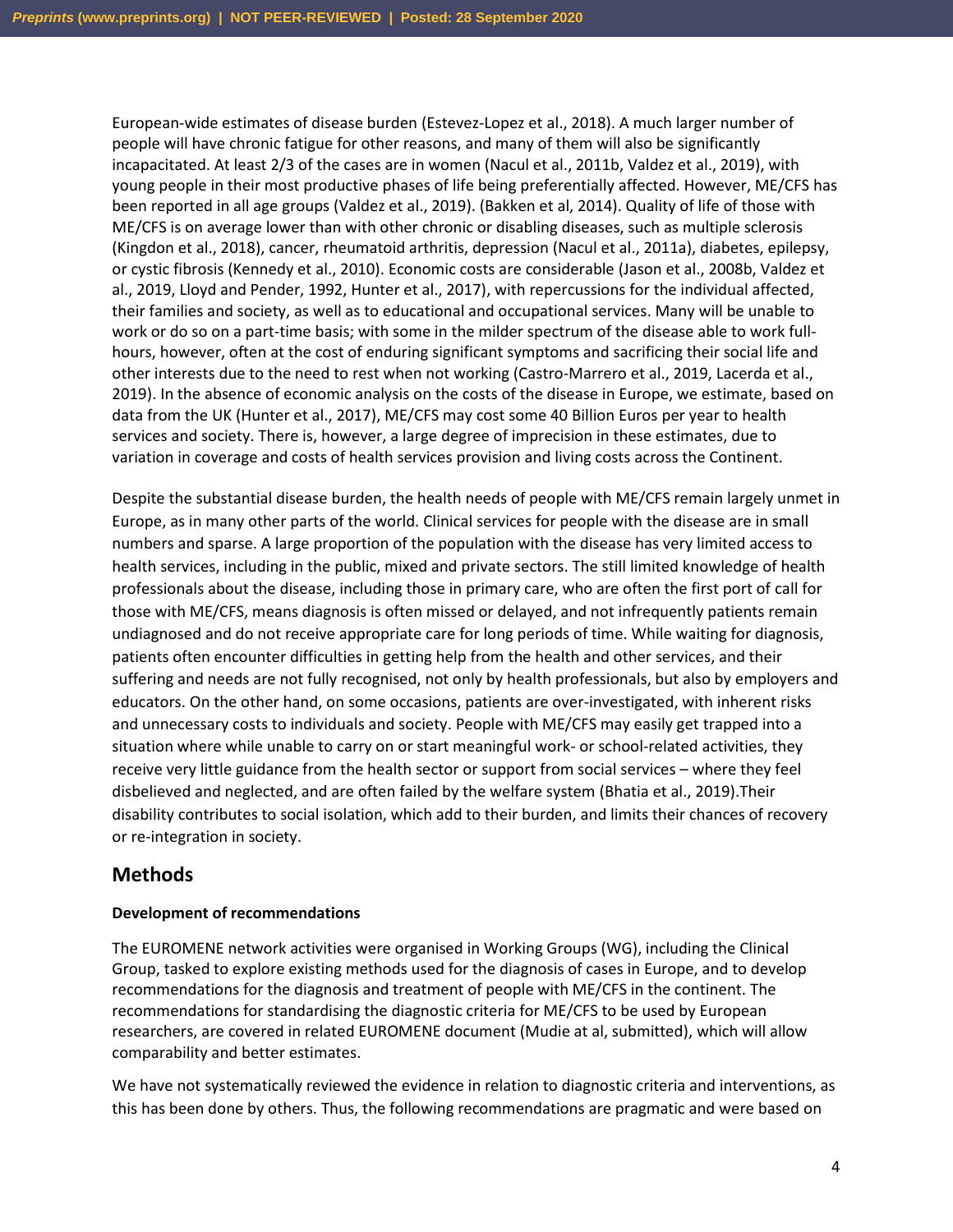European-wide estimates of disease burden (Estevez-Lopez et al., 2018). A much larger number of people will have chronic fatigue for other reasons, and many of them will also be significantly incapacitated. At least 2/3 of the cases are in women (Nacul et al., 2011b, Valdez et al., 2019), with young people in their most productive phases of life being preferentially affected. However, ME/CFS has been reported in all age groups (Valdez et al., 2019). (Bakken et al, 2014). Quality of life of those with ME/CFS is on average lower than with other chronic or disabling diseases, such as multiple sclerosis (Kingdon et al., 2018), cancer, rheumatoid arthritis, depression (Nacul et al., 2011a), diabetes, epilepsy, or cystic fibrosis (Kennedy et al., 2010). Economic costs are considerable (Jason et al., 2008b, Valdez et al., 2019, Lloyd and Pender, 1992, Hunter et al., 2017), with repercussions for the individual affected, their families and society, as well as to educational and occupational services. Many will be unable to work or do so on a part-time basis; with some in the milder spectrum of the disease able to work full-hours, however, often at the cost of enduring significant symptoms and sacrificing their social life and other interests due to the need to rest when not working (Castro-Marrero et al., 2019, Lacerda et al., 2019). In the absence of economic analysis on the costs of the disease in Europe, we estimate, based on data from the UK (Hunter et al., 2017), ME/CFS may cost some 40 Billion Euros per year to health services and society. There is, however, a large degree of imprecision in these estimates, due to variation in coverage and costs of health services provision and living costs across the Continent.

Despite the substantial disease burden, the health needs of people with ME/CFS remain largely unmet in Europe, as in many other parts of the world. Clinical services for people with the disease are in small numbers and sparse. A large proportion of the population with the disease has very limited access to health services, including in the public, mixed and private sectors. The still limited knowledge of health professionals about the disease, including those in primary care, who are often the first port of call for those with ME/CFS, means diagnosis is often missed or delayed, and not infrequently patients remain undiagnosed and do not receive appropriate care for long periods of time. While waiting for diagnosis, patients often encounter difficulties in getting help from the health and other services, and their suffering and needs are not fully recognised, not only by health professionals, but also by employers and educators. On the other hand, on some occasions, patients are over-investigated, with inherent risks and unnecessary costs to individuals and society. People with ME/CFS may easily get trapped into a situation where while unable to carry on or start meaningful work- or school-related activities, they receive very little guidance from the health sector or support from social services – where they feel disbelieved and neglected, and are often failed by the welfare system (Bhatia et al., 2019).Their disability contributes to social isolation, which add to their burden, and limits their chances of recovery or re-integration in society.

## Methods

**Development of recommendations**

The EUROMENE network activities were organised in Working Groups (WG), including the Clinical Group, tasked to explore existing methods used for the diagnosis of cases in Europe, and to develop recommendations for the diagnosis and treatment of people with ME/CFS in the continent. The recommendations for standardising the diagnostic criteria for ME/CFS to be used by European researchers, are covered in related EUROMENE document (Mudie at al, submitted), which will allow comparability and better estimates.

We have not systematically reviewed the evidence in relation to diagnostic criteria and interventions, as this has been done by others. Thus, the following recommendations are pragmatic and were based on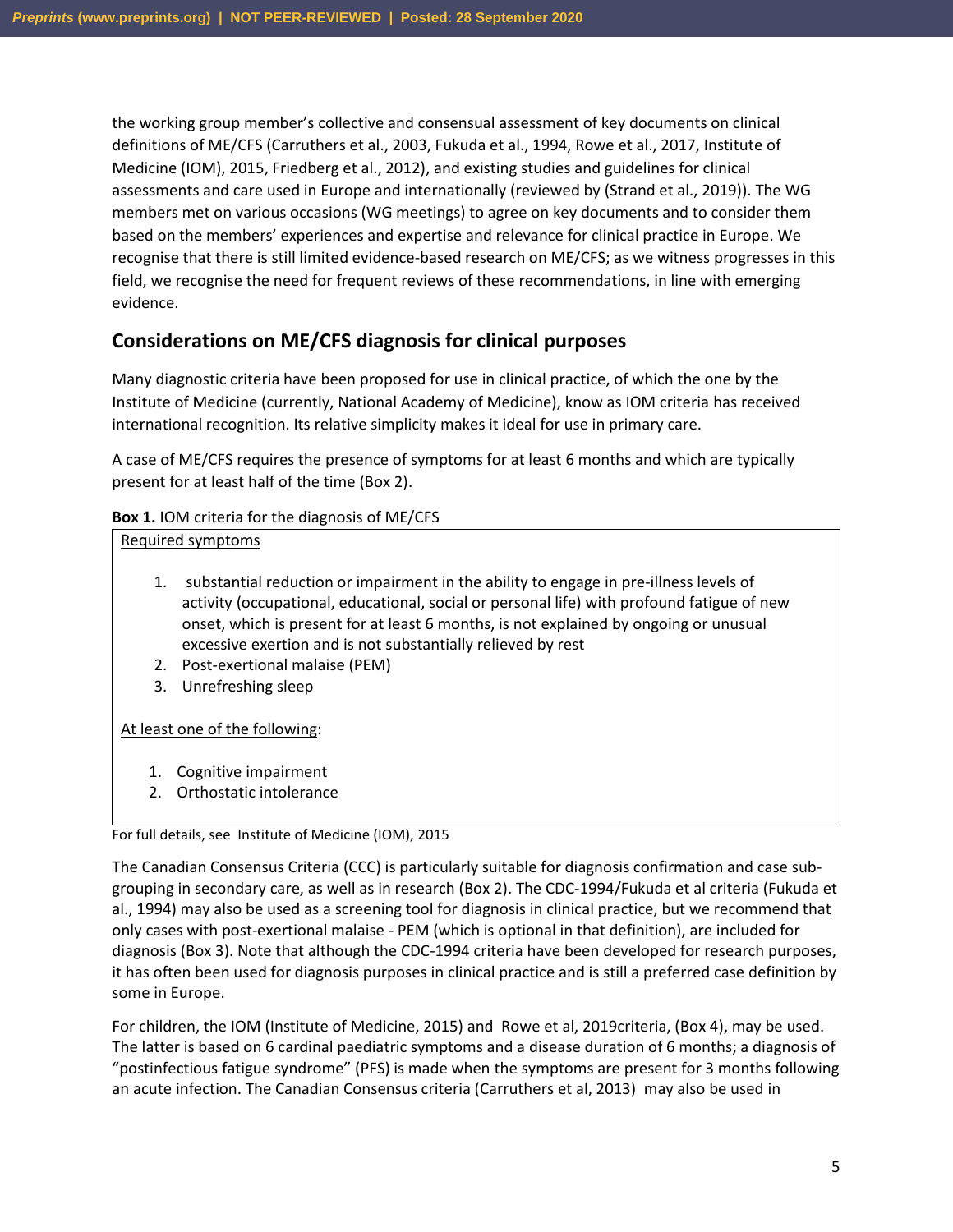the working group member's collective and consensual assessment of key documents on clinical definitions of ME/CFS (Carruthers et al., 2003, Fukuda et al., 1994, Rowe et al., 2017, Institute of Medicine (IOM), 2015, Friedberg et al., 2012), and existing studies and guidelines for clinical assessments and care used in Europe and internationally (reviewed by (Strand et al., 2019)). The WG members met on various occasions (WG meetings) to agree on key documents and to consider them based on the members' experiences and expertise and relevance for clinical practice in Europe. We recognise that there is still limited evidence-based research on ME/CFS; as we witness progresses in this field, we recognise the need for frequent reviews of these recommendations, in line with emerging evidence.

## Considerations on ME/CFS diagnosis for clinical purposes

Many diagnostic criteria have been proposed for use in clinical practice, of which the one by the Institute of Medicine (currently, National Academy of Medicine), know as IOM criteria has received international recognition. Its relative simplicity makes it ideal for use in primary care.

A case of ME/CFS requires the presence of symptoms for at least 6 months and which are typically present for at least half of the time (Box 2).

**Box 1.** IOM criteria for the diagnosis of ME/CFS

Required symptoms

1. substantial reduction or impairment in the ability to engage in pre-illness levels of activity (occupational, educational, social or personal life) with profound fatigue of new onset, which is present for at least 6 months, is not explained by ongoing or unusual excessive exertion and is not substantially relieved by rest
2. Post-exertional malaise (PEM)
3. Unrefreshing sleep

At least one of the following:

1. Cognitive impairment
2. Orthostatic intolerance

For full details, see Institute of Medicine (IOM), 2015

The Canadian Consensus Criteria (CCC) is particularly suitable for diagnosis confirmation and case sub-grouping in secondary care, as well as in research (Box 2). The CDC-1994/Fukuda et al criteria (Fukuda et al., 1994) may also be used as a screening tool for diagnosis in clinical practice, but we recommend that only cases with post-exertional malaise - PEM (which is optional in that definition), are included for diagnosis (Box 3). Note that although the CDC-1994 criteria have been developed for research purposes, it has often been used for diagnosis purposes in clinical practice and is still a preferred case definition by some in Europe.

For children, the IOM (Institute of Medicine, 2015) and Rowe et al, 2019criteria, (Box 4), may be used. The latter is based on 6 cardinal paediatric symptoms and a disease duration of 6 months; a diagnosis of "postinfectious fatigue syndrome" (PFS) is made when the symptoms are present for 3 months following an acute infection. The Canadian Consensus criteria (Carruthers et al, 2013) may also be used in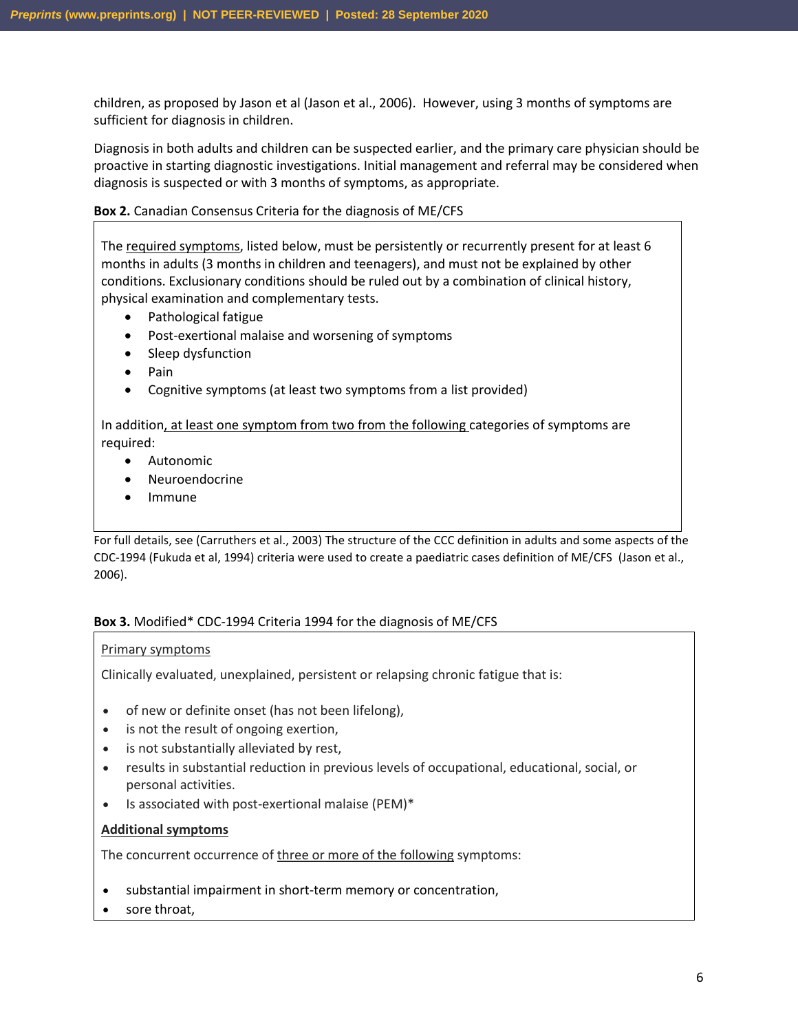children, as proposed by Jason et al (Jason et al., 2006). However, using 3 months of symptoms are sufficient for diagnosis in children.

Diagnosis in both adults and children can be suspected earlier, and the primary care physician should be proactive in starting diagnostic investigations. Initial management and referral may be considered when diagnosis is suspected or with 3 months of symptoms, as appropriate.

**Box 2.** Canadian Consensus Criteria for the diagnosis of ME/CFS

> The required symptoms, listed below, must be persistently or recurrently present for at least 6 months in adults (3 months in children and teenagers), and must not be explained by other conditions. Exclusionary conditions should be ruled out by a combination of clinical history, physical examination and complementary tests.
>
> - Pathological fatigue
> - Post-exertional malaise and worsening of symptoms
> - Sleep dysfunction
> - Pain
> - Cognitive symptoms (at least two symptoms from a list provided)
>
> In addition, at least one symptom from two from the following categories of symptoms are required:
>
> - Autonomic
> - Neuroendocrine
> - Immune

For full details, see (Carruthers et al., 2003) The structure of the CCC definition in adults and some aspects of the CDC-1994 (Fukuda et al, 1994) criteria were used to create a paediatric cases definition of ME/CFS (Jason et al., 2006).

**Box 3.** Modified* CDC-1994 Criteria 1994 for the diagnosis of ME/CFS

> Primary symptoms
>
> Clinically evaluated, unexplained, persistent or relapsing chronic fatigue that is:
>
> - of new or definite onset (has not been lifelong),
> - is not the result of ongoing exertion,
> - is not substantially alleviated by rest,
> - results in substantial reduction in previous levels of occupational, educational, social, or personal activities.
> - Is associated with post-exertional malaise (PEM)*
>
> **Additional symptoms**
>
> The concurrent occurrence of three or more of the following symptoms:
>
> - substantial impairment in short-term memory or concentration,
> - sore throat,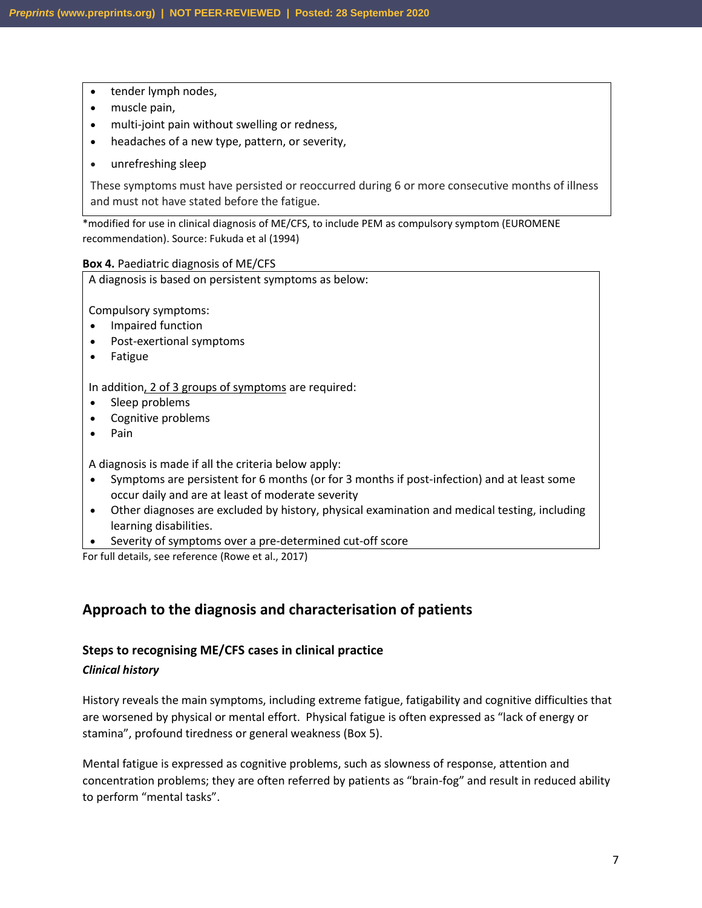- tender lymph nodes,
- muscle pain,
- multi-joint pain without swelling or redness,
- headaches of a new type, pattern, or severity,
- unrefreshing sleep

These symptoms must have persisted or reoccurred during 6 or more consecutive months of illness and must not have stated before the fatigue.

*modified for use in clinical diagnosis of ME/CFS, to include PEM as compulsory symptom (EUROMENE recommendation). Source: Fukuda et al (1994)

**Box 4.** Paediatric diagnosis of ME/CFS

A diagnosis is based on persistent symptoms as below:

Compulsory symptoms:

- Impaired function
- Post-exertional symptoms
- Fatigue

In addition, 2 of 3 groups of symptoms are required:

- Sleep problems
- Cognitive problems
- Pain

A diagnosis is made if all the criteria below apply:

- Symptoms are persistent for 6 months (or for 3 months if post-infection) and at least some occur daily and are at least of moderate severity
- Other diagnoses are excluded by history, physical examination and medical testing, including learning disabilities.
- Severity of symptoms over a pre-determined cut-off score

For full details, see reference (Rowe et al., 2017)

## Approach to the diagnosis and characterisation of patients

### Steps to recognising ME/CFS cases in clinical practice

***Clinical history***

History reveals the main symptoms, including extreme fatigue, fatigability and cognitive difficulties that are worsened by physical or mental effort. Physical fatigue is often expressed as "lack of energy or stamina", profound tiredness or general weakness (Box 5).

Mental fatigue is expressed as cognitive problems, such as slowness of response, attention and concentration problems; they are often referred by patients as "brain-fog" and result in reduced ability to perform "mental tasks".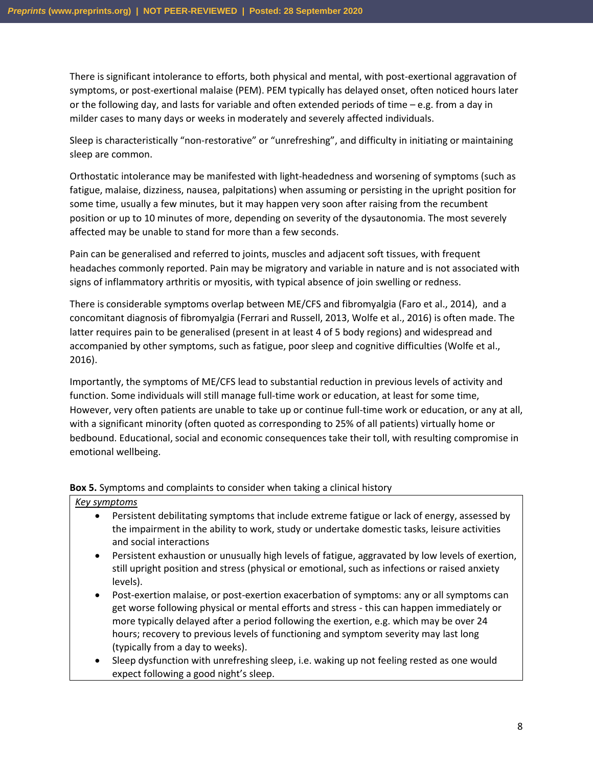There is significant intolerance to efforts, both physical and mental, with post-exertional aggravation of symptoms, or post-exertional malaise (PEM). PEM typically has delayed onset, often noticed hours later or the following day, and lasts for variable and often extended periods of time – e.g. from a day in milder cases to many days or weeks in moderately and severely affected individuals.

Sleep is characteristically "non-restorative" or "unrefreshing", and difficulty in initiating or maintaining sleep are common.

Orthostatic intolerance may be manifested with light-headedness and worsening of symptoms (such as fatigue, malaise, dizziness, nausea, palpitations) when assuming or persisting in the upright position for some time, usually a few minutes, but it may happen very soon after raising from the recumbent position or up to 10 minutes of more, depending on severity of the dysautonomia. The most severely affected may be unable to stand for more than a few seconds.

Pain can be generalised and referred to joints, muscles and adjacent soft tissues, with frequent headaches commonly reported. Pain may be migratory and variable in nature and is not associated with signs of inflammatory arthritis or myositis, with typical absence of join swelling or redness.

There is considerable symptoms overlap between ME/CFS and fibromyalgia (Faro et al., 2014), and a concomitant diagnosis of fibromyalgia (Ferrari and Russell, 2013, Wolfe et al., 2016) is often made. The latter requires pain to be generalised (present in at least 4 of 5 body regions) and widespread and accompanied by other symptoms, such as fatigue, poor sleep and cognitive difficulties (Wolfe et al., 2016).

Importantly, the symptoms of ME/CFS lead to substantial reduction in previous levels of activity and function. Some individuals will still manage full-time work or education, at least for some time, However, very often patients are unable to take up or continue full-time work or education, or any at all, with a significant minority (often quoted as corresponding to 25% of all patients) virtually home or bedbound. Educational, social and economic consequences take their toll, with resulting compromise in emotional wellbeing.

**Box 5.** Symptoms and complaints to consider when taking a clinical history

*Key symptoms*

- Persistent debilitating symptoms that include extreme fatigue or lack of energy, assessed by the impairment in the ability to work, study or undertake domestic tasks, leisure activities and social interactions
- Persistent exhaustion or unusually high levels of fatigue, aggravated by low levels of exertion, still upright position and stress (physical or emotional, such as infections or raised anxiety levels).
- Post-exertion malaise, or post-exertion exacerbation of symptoms: any or all symptoms can get worse following physical or mental efforts and stress - this can happen immediately or more typically delayed after a period following the exertion, e.g. which may be over 24 hours; recovery to previous levels of functioning and symptom severity may last long (typically from a day to weeks).
- Sleep dysfunction with unrefreshing sleep, i.e. waking up not feeling rested as one would expect following a good night's sleep.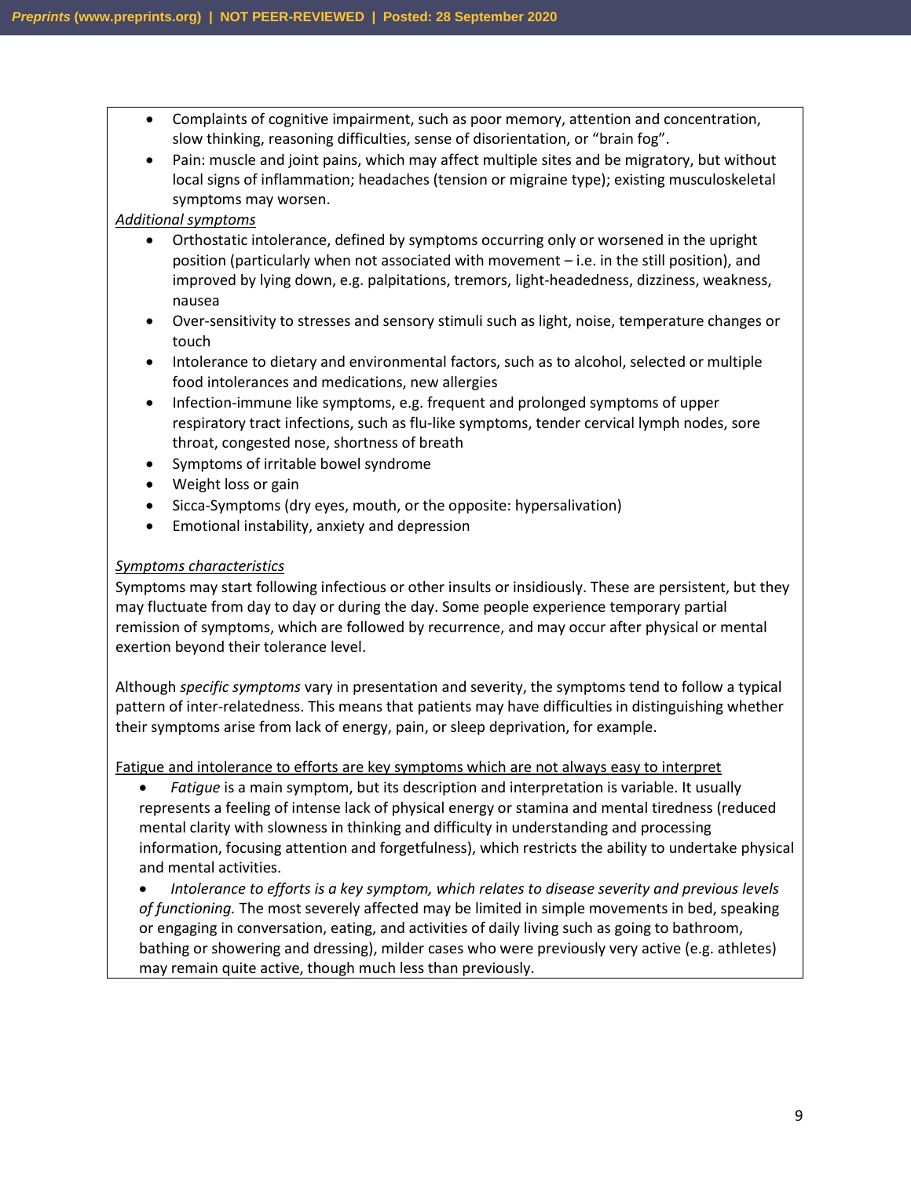- Complaints of cognitive impairment, such as poor memory, attention and concentration, slow thinking, reasoning difficulties, sense of disorientation, or "brain fog".
- Pain: muscle and joint pains, which may affect multiple sites and be migratory, but without local signs of inflammation; headaches (tension or migraine type); existing musculoskeletal symptoms may worsen.

*Additional symptoms*

- Orthostatic intolerance, defined by symptoms occurring only or worsened in the upright position (particularly when not associated with movement – i.e. in the still position), and improved by lying down, e.g. palpitations, tremors, light-headedness, dizziness, weakness, nausea
- Over-sensitivity to stresses and sensory stimuli such as light, noise, temperature changes or touch
- Intolerance to dietary and environmental factors, such as to alcohol, selected or multiple food intolerances and medications, new allergies
- Infection-immune like symptoms, e.g. frequent and prolonged symptoms of upper respiratory tract infections, such as flu-like symptoms, tender cervical lymph nodes, sore throat, congested nose, shortness of breath
- Symptoms of irritable bowel syndrome
- Weight loss or gain
- Sicca-Symptoms (dry eyes, mouth, or the opposite: hypersalivation)
- Emotional instability, anxiety and depression

*Symptoms characteristics*

Symptoms may start following infectious or other insults or insidiously. These are persistent, but they may fluctuate from day to day or during the day. Some people experience temporary partial remission of symptoms, which are followed by recurrence, and may occur after physical or mental exertion beyond their tolerance level.

Although *specific symptoms* vary in presentation and severity, the symptoms tend to follow a typical pattern of inter-relatedness. This means that patients may have difficulties in distinguishing whether their symptoms arise from lack of energy, pain, or sleep deprivation, for example.

Fatigue and intolerance to efforts are key symptoms which are not always easy to interpret

- *Fatigue* is a main symptom, but its description and interpretation is variable. It usually represents a feeling of intense lack of physical energy or stamina and mental tiredness (reduced mental clarity with slowness in thinking and difficulty in understanding and processing information, focusing attention and forgetfulness), which restricts the ability to undertake physical and mental activities.
- *Intolerance to efforts is a key symptom, which relates to disease severity and previous levels of functioning.* The most severely affected may be limited in simple movements in bed, speaking or engaging in conversation, eating, and activities of daily living such as going to bathroom, bathing or showering and dressing), milder cases who were previously very active (e.g. athletes) may remain quite active, though much less than previously.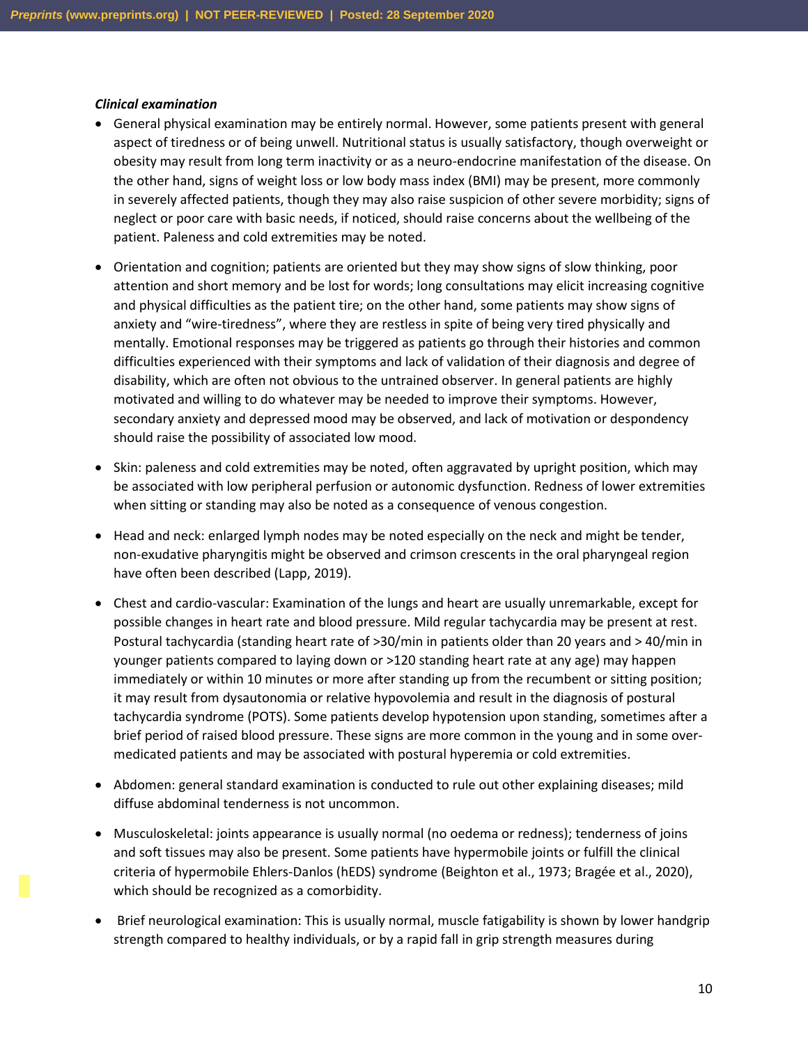***Clinical examination***

- General physical examination may be entirely normal. However, some patients present with general aspect of tiredness or of being unwell. Nutritional status is usually satisfactory, though overweight or obesity may result from long term inactivity or as a neuro-endocrine manifestation of the disease. On the other hand, signs of weight loss or low body mass index (BMI) may be present, more commonly in severely affected patients, though they may also raise suspicion of other severe morbidity; signs of neglect or poor care with basic needs, if noticed, should raise concerns about the wellbeing of the patient. Paleness and cold extremities may be noted.

- Orientation and cognition; patients are oriented but they may show signs of slow thinking, poor attention and short memory and be lost for words; long consultations may elicit increasing cognitive and physical difficulties as the patient tire; on the other hand, some patients may show signs of anxiety and "wire-tiredness", where they are restless in spite of being very tired physically and mentally. Emotional responses may be triggered as patients go through their histories and common difficulties experienced with their symptoms and lack of validation of their diagnosis and degree of disability, which are often not obvious to the untrained observer. In general patients are highly motivated and willing to do whatever may be needed to improve their symptoms. However, secondary anxiety and depressed mood may be observed, and lack of motivation or despondency should raise the possibility of associated low mood.

- Skin: paleness and cold extremities may be noted, often aggravated by upright position, which may be associated with low peripheral perfusion or autonomic dysfunction. Redness of lower extremities when sitting or standing may also be noted as a consequence of venous congestion.

- Head and neck: enlarged lymph nodes may be noted especially on the neck and might be tender, non-exudative pharyngitis might be observed and crimson crescents in the oral pharyngeal region have often been described (Lapp, 2019).

- Chest and cardio-vascular: Examination of the lungs and heart are usually unremarkable, except for possible changes in heart rate and blood pressure. Mild regular tachycardia may be present at rest. Postural tachycardia (standing heart rate of >30/min in patients older than 20 years and > 40/min in younger patients compared to laying down or >120 standing heart rate at any age) may happen immediately or within 10 minutes or more after standing up from the recumbent or sitting position; it may result from dysautonomia or relative hypovolemia and result in the diagnosis of postural tachycardia syndrome (POTS). Some patients develop hypotension upon standing, sometimes after a brief period of raised blood pressure. These signs are more common in the young and in some over-medicated patients and may be associated with postural hyperemia or cold extremities.

- Abdomen: general standard examination is conducted to rule out other explaining diseases; mild diffuse abdominal tenderness is not uncommon.

- Musculoskeletal: joints appearance is usually normal (no oedema or redness); tenderness of joins and soft tissues may also be present. Some patients have hypermobile joints or fulfill the clinical criteria of hypermobile Ehlers-Danlos (hEDS) syndrome (Beighton et al., 1973; Bragée et al., 2020), which should be recognized as a comorbidity.

- Brief neurological examination: This is usually normal, muscle fatigability is shown by lower handgrip strength compared to healthy individuals, or by a rapid fall in grip strength measures during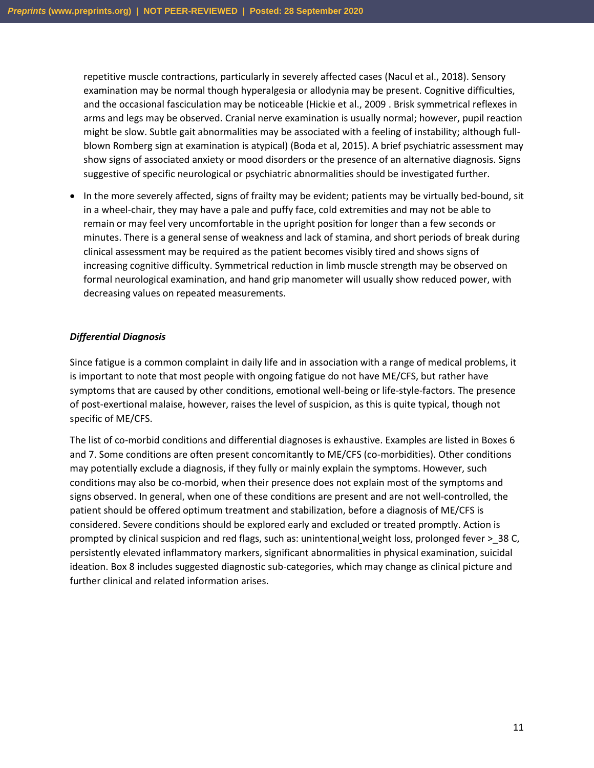repetitive muscle contractions, particularly in severely affected cases (Nacul et al., 2018). Sensory examination may be normal though hyperalgesia or allodynia may be present. Cognitive difficulties, and the occasional fasciculation may be noticeable (Hickie et al., 2009 . Brisk symmetrical reflexes in arms and legs may be observed. Cranial nerve examination is usually normal; however, pupil reaction might be slow. Subtle gait abnormalities may be associated with a feeling of instability; although full-blown Romberg sign at examination is atypical) (Boda et al, 2015). A brief psychiatric assessment may show signs of associated anxiety or mood disorders or the presence of an alternative diagnosis. Signs suggestive of specific neurological or psychiatric abnormalities should be investigated further.

- In the more severely affected, signs of frailty may be evident; patients may be virtually bed-bound, sit in a wheel-chair, they may have a pale and puffy face, cold extremities and may not be able to remain or may feel very uncomfortable in the upright position for longer than a few seconds or minutes. There is a general sense of weakness and lack of stamina, and short periods of break during clinical assessment may be required as the patient becomes visibly tired and shows signs of increasing cognitive difficulty. Symmetrical reduction in limb muscle strength may be observed on formal neurological examination, and hand grip manometer will usually show reduced power, with decreasing values on repeated measurements.

### *Differential Diagnosis*

Since fatigue is a common complaint in daily life and in association with a range of medical problems, it is important to note that most people with ongoing fatigue do not have ME/CFS, but rather have symptoms that are caused by other conditions, emotional well-being or life-style-factors. The presence of post-exertional malaise, however, raises the level of suspicion, as this is quite typical, though not specific of ME/CFS.

The list of co-morbid conditions and differential diagnoses is exhaustive. Examples are listed in Boxes 6 and 7. Some conditions are often present concomitantly to ME/CFS (co-morbidities). Other conditions may potentially exclude a diagnosis, if they fully or mainly explain the symptoms. However, such conditions may also be co-morbid, when their presence does not explain most of the symptoms and signs observed. In general, when one of these conditions are present and are not well-controlled, the patient should be offered optimum treatment and stabilization, before a diagnosis of ME/CFS is considered. Severe conditions should be explored early and excluded or treated promptly. Action is prompted by clinical suspicion and red flags, such as: unintentional weight loss, prolonged fever >_38 C, persistently elevated inflammatory markers, significant abnormalities in physical examination, suicidal ideation. Box 8 includes suggested diagnostic sub-categories, which may change as clinical picture and further clinical and related information arises.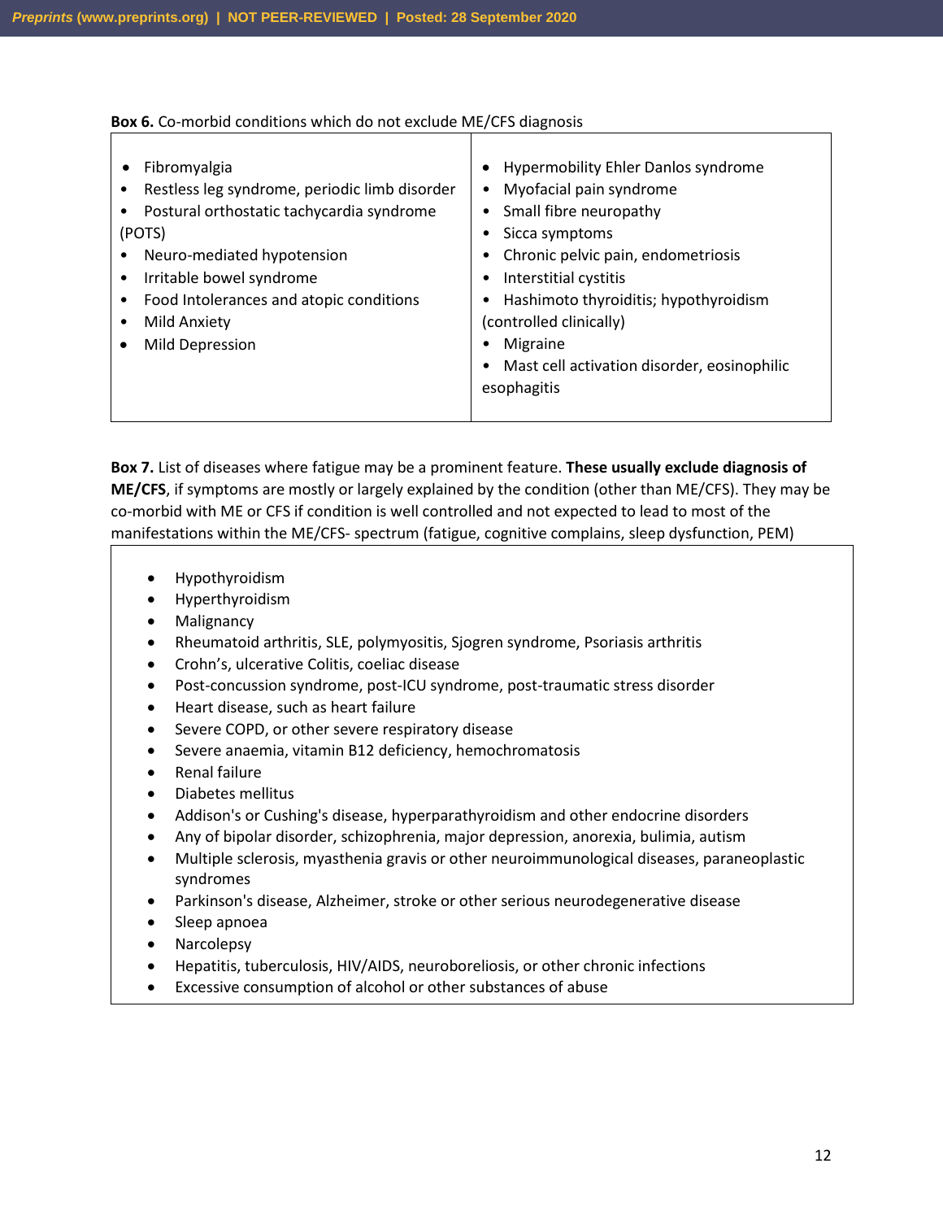**Box 6.** Co-morbid conditions which do not exclude ME/CFS diagnosis

- Fibromyalgia
- Restless leg syndrome, periodic limb disorder
- Postural orthostatic tachycardia syndrome (POTS)
- Neuro-mediated hypotension
- Irritable bowel syndrome
- Food Intolerances and atopic conditions
- Mild Anxiety
- Mild Depression
- Hypermobility Ehler Danlos syndrome
- Myofacial pain syndrome
- Small fibre neuropathy
- Sicca symptoms
- Chronic pelvic pain, endometriosis
- Interstitial cystitis
- Hashimoto thyroiditis; hypothyroidism (controlled clinically)
- Migraine
- Mast cell activation disorder, eosinophilic esophagitis

**Box 7.** List of diseases where fatigue may be a prominent feature. **These usually exclude diagnosis of ME/CFS**, if symptoms are mostly or largely explained by the condition (other than ME/CFS). They may be co-morbid with ME or CFS if condition is well controlled and not expected to lead to most of the manifestations within the ME/CFS- spectrum (fatigue, cognitive complains, sleep dysfunction, PEM)

- Hypothyroidism
- Hyperthyroidism
- Malignancy
- Rheumatoid arthritis, SLE, polymyositis, Sjogren syndrome, Psoriasis arthritis
- Crohn's, ulcerative Colitis, coeliac disease
- Post-concussion syndrome, post-ICU syndrome, post-traumatic stress disorder
- Heart disease, such as heart failure
- Severe COPD, or other severe respiratory disease
- Severe anaemia, vitamin B12 deficiency, hemochromatosis
- Renal failure
- Diabetes mellitus
- Addison's or Cushing's disease, hyperparathyroidism and other endocrine disorders
- Any of bipolar disorder, schizophrenia, major depression, anorexia, bulimia, autism
- Multiple sclerosis, myasthenia gravis or other neuroimmunological diseases, paraneoplastic syndromes
- Parkinson's disease, Alzheimer, stroke or other serious neurodegenerative disease
- Sleep apnoea
- Narcolepsy
- Hepatitis, tuberculosis, HIV/AIDS, neuroboreliosis, or other chronic infections
- Excessive consumption of alcohol or other substances of abuse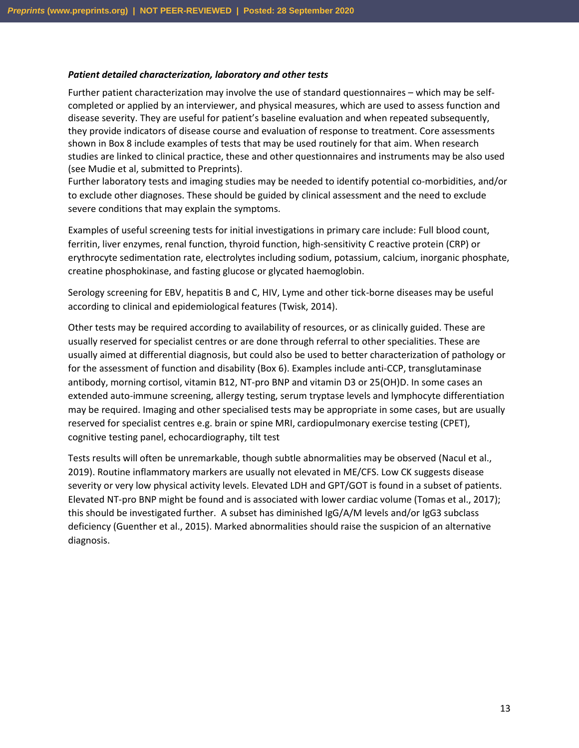***Patient detailed characterization, laboratory and other tests***

Further patient characterization may involve the use of standard questionnaires – which may be self-completed or applied by an interviewer, and physical measures, which are used to assess function and disease severity. They are useful for patient's baseline evaluation and when repeated subsequently, they provide indicators of disease course and evaluation of response to treatment. Core assessments shown in Box 8 include examples of tests that may be used routinely for that aim. When research studies are linked to clinical practice, these and other questionnaires and instruments may be also used (see Mudie et al, submitted to Preprints).
Further laboratory tests and imaging studies may be needed to identify potential co-morbidities, and/or to exclude other diagnoses. These should be guided by clinical assessment and the need to exclude severe conditions that may explain the symptoms.

Examples of useful screening tests for initial investigations in primary care include: Full blood count, ferritin, liver enzymes, renal function, thyroid function, high-sensitivity C reactive protein (CRP) or erythrocyte sedimentation rate, electrolytes including sodium, potassium, calcium, inorganic phosphate, creatine phosphokinase, and fasting glucose or glycated haemoglobin.

Serology screening for EBV, hepatitis B and C, HIV, Lyme and other tick-borne diseases may be useful according to clinical and epidemiological features (Twisk, 2014).

Other tests may be required according to availability of resources, or as clinically guided. These are usually reserved for specialist centres or are done through referral to other specialities. These are usually aimed at differential diagnosis, but could also be used to better characterization of pathology or for the assessment of function and disability (Box 6). Examples include anti-CCP, transglutaminase antibody, morning cortisol, vitamin B12, NT-pro BNP and vitamin D3 or 25(OH)D. In some cases an extended auto-immune screening, allergy testing, serum tryptase levels and lymphocyte differentiation may be required. Imaging and other specialised tests may be appropriate in some cases, but are usually reserved for specialist centres e.g. brain or spine MRI, cardiopulmonary exercise testing (CPET), cognitive testing panel, echocardiography, tilt test

Tests results will often be unremarkable, though subtle abnormalities may be observed (Nacul et al., 2019). Routine inflammatory markers are usually not elevated in ME/CFS. Low CK suggests disease severity or very low physical activity levels. Elevated LDH and GPT/GOT is found in a subset of patients. Elevated NT-pro BNP might be found and is associated with lower cardiac volume (Tomas et al., 2017); this should be investigated further. A subset has diminished IgG/A/M levels and/or IgG3 subclass deficiency (Guenther et al., 2015). Marked abnormalities should raise the suspicion of an alternative diagnosis.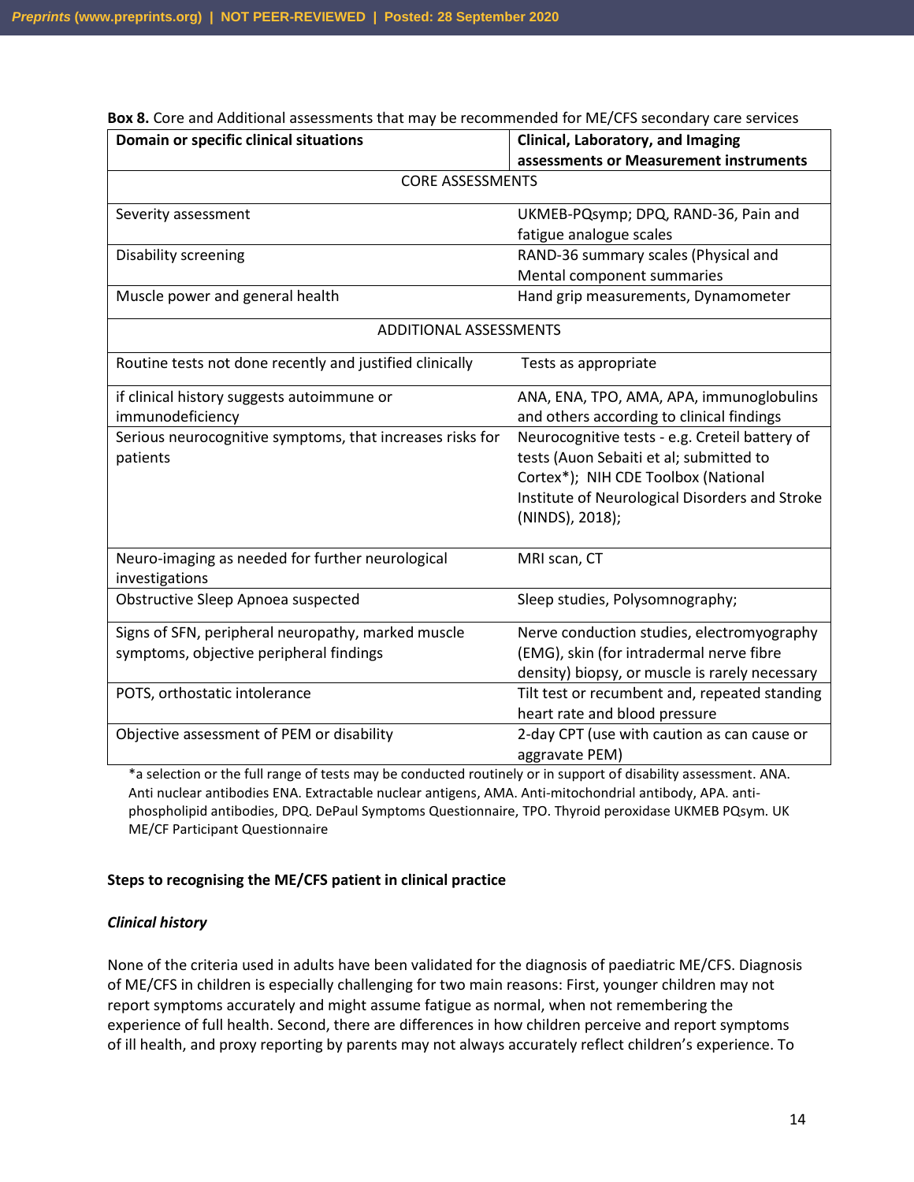**Box 8.** Core and Additional assessments that may be recommended for ME/CFS secondary care services

| Domain or specific clinical situations | Clinical, Laboratory, and Imaging assessments or Measurement instruments |
|---|---|
| CORE ASSESSMENTS | |
| Severity assessment | UKMEB-PQsymp; DPQ, RAND-36, Pain and fatigue analogue scales |
| Disability screening | RAND-36 summary scales (Physical and Mental component summaries |
| Muscle power and general health | Hand grip measurements, Dynamometer |
| ADDITIONAL ASSESSMENTS | |
| Routine tests not done recently and justified clinically | Tests as appropriate |
| if clinical history suggests autoimmune or immunodeficiency | ANA, ENA, TPO, AMA, APA, immunoglobulins and others according to clinical findings |
| Serious neurocognitive symptoms, that increases risks for patients | Neurocognitive tests - e.g. Creteil battery of tests (Auon Sebaiti et al; submitted to Cortex*); NIH CDE Toolbox (National Institute of Neurological Disorders and Stroke (NINDS), 2018); |
| Neuro-imaging as needed for further neurological investigations | MRI scan, CT |
| Obstructive Sleep Apnoea suspected | Sleep studies, Polysomnography; |
| Signs of SFN, peripheral neuropathy, marked muscle symptoms, objective peripheral findings | Nerve conduction studies, electromyography (EMG), skin (for intradermal nerve fibre density) biopsy, or muscle is rarely necessary |
| POTS, orthostatic intolerance | Tilt test or recumbent and, repeated standing heart rate and blood pressure |
| Objective assessment of PEM or disability | 2-day CPT (use with caution as can cause or aggravate PEM) |

*a selection or the full range of tests may be conducted routinely or in support of disability assessment. ANA. Anti nuclear antibodies ENA. Extractable nuclear antigens, AMA. Anti-mitochondrial antibody, APA. anti-phospholipid antibodies, DPQ. DePaul Symptoms Questionnaire, TPO. Thyroid peroxidase UKMEB PQsym. UK ME/CF Participant Questionnaire

**Steps to recognising the ME/CFS patient in clinical practice**

***Clinical history***

None of the criteria used in adults have been validated for the diagnosis of paediatric ME/CFS. Diagnosis of ME/CFS in children is especially challenging for two main reasons: First, younger children may not report symptoms accurately and might assume fatigue as normal, when not remembering the experience of full health. Second, there are differences in how children perceive and report symptoms of ill health, and proxy reporting by parents may not always accurately reflect children's experience. To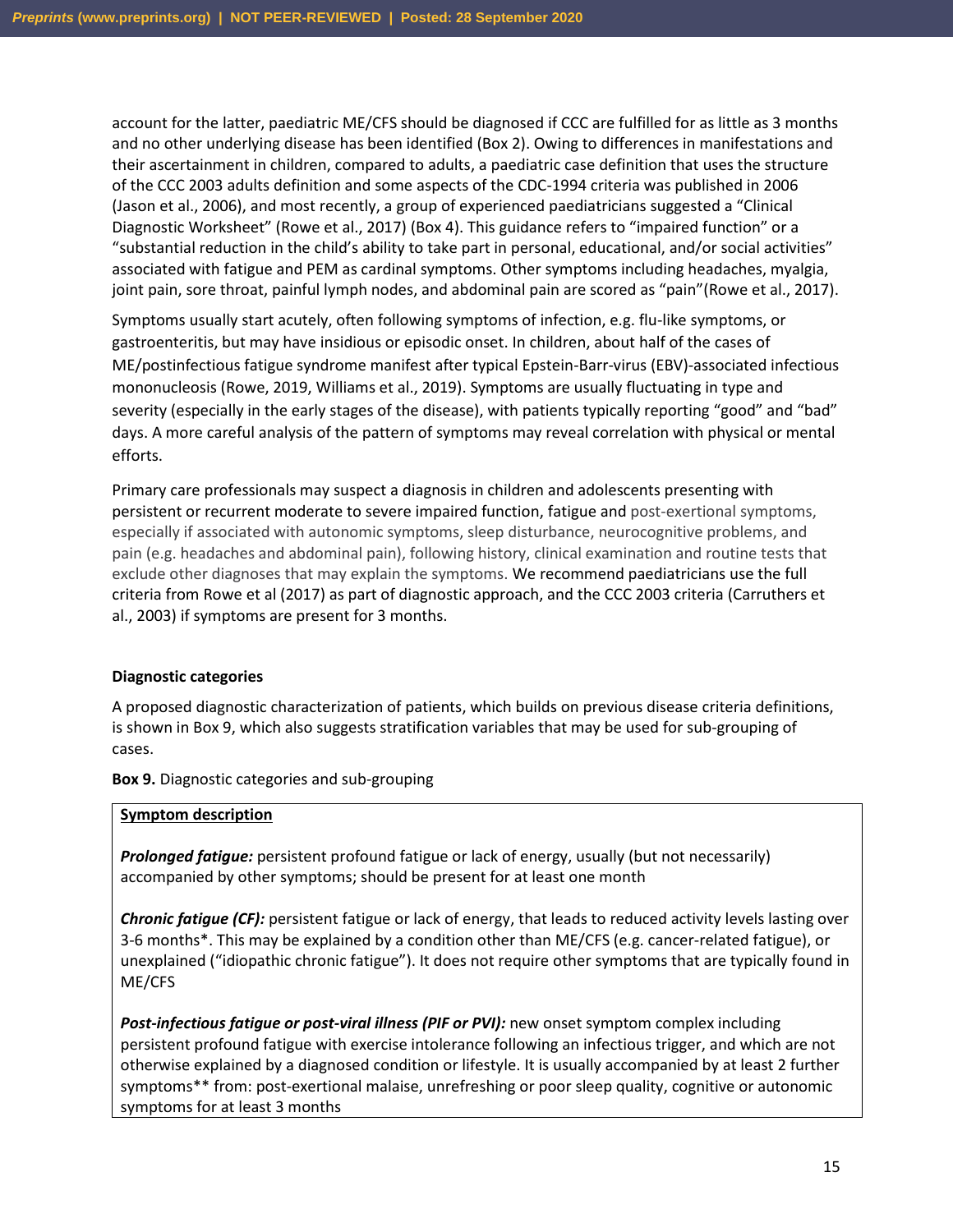account for the latter, paediatric ME/CFS should be diagnosed if CCC are fulfilled for as little as 3 months and no other underlying disease has been identified (Box 2). Owing to differences in manifestations and their ascertainment in children, compared to adults, a paediatric case definition that uses the structure of the CCC 2003 adults definition and some aspects of the CDC-1994 criteria was published in 2006 (Jason et al., 2006), and most recently, a group of experienced paediatricians suggested a "Clinical Diagnostic Worksheet" (Rowe et al., 2017) (Box 4). This guidance refers to "impaired function" or a "substantial reduction in the child's ability to take part in personal, educational, and/or social activities" associated with fatigue and PEM as cardinal symptoms. Other symptoms including headaches, myalgia, joint pain, sore throat, painful lymph nodes, and abdominal pain are scored as "pain"(Rowe et al., 2017).

Symptoms usually start acutely, often following symptoms of infection, e.g. flu-like symptoms, or gastroenteritis, but may have insidious or episodic onset. In children, about half of the cases of ME/postinfectious fatigue syndrome manifest after typical Epstein-Barr-virus (EBV)-associated infectious mononucleosis (Rowe, 2019, Williams et al., 2019). Symptoms are usually fluctuating in type and severity (especially in the early stages of the disease), with patients typically reporting "good" and "bad" days. A more careful analysis of the pattern of symptoms may reveal correlation with physical or mental efforts.

Primary care professionals may suspect a diagnosis in children and adolescents presenting with persistent or recurrent moderate to severe impaired function, fatigue and post-exertional symptoms, especially if associated with autonomic symptoms, sleep disturbance, neurocognitive problems, and pain (e.g. headaches and abdominal pain), following history, clinical examination and routine tests that exclude other diagnoses that may explain the symptoms. We recommend paediatricians use the full criteria from Rowe et al (2017) as part of diagnostic approach, and the CCC 2003 criteria (Carruthers et al., 2003) if symptoms are present for 3 months.

### Diagnostic categories

A proposed diagnostic characterization of patients, which builds on previous disease criteria definitions, is shown in Box 9, which also suggests stratification variables that may be used for sub-grouping of cases.

**Box 9.** Diagnostic categories and sub-grouping

**Symptom description**

***Prolonged fatigue:*** persistent profound fatigue or lack of energy, usually (but not necessarily) accompanied by other symptoms; should be present for at least one month

***Chronic fatigue (CF):*** persistent fatigue or lack of energy, that leads to reduced activity levels lasting over 3-6 months*. This may be explained by a condition other than ME/CFS (e.g. cancer-related fatigue), or unexplained ("idiopathic chronic fatigue"). It does not require other symptoms that are typically found in ME/CFS

***Post-infectious fatigue or post-viral illness (PIF or PVI):*** new onset symptom complex including persistent profound fatigue with exercise intolerance following an infectious trigger, and which are not otherwise explained by a diagnosed condition or lifestyle. It is usually accompanied by at least 2 further symptoms** from: post-exertional malaise, unrefreshing or poor sleep quality, cognitive or autonomic symptoms for at least 3 months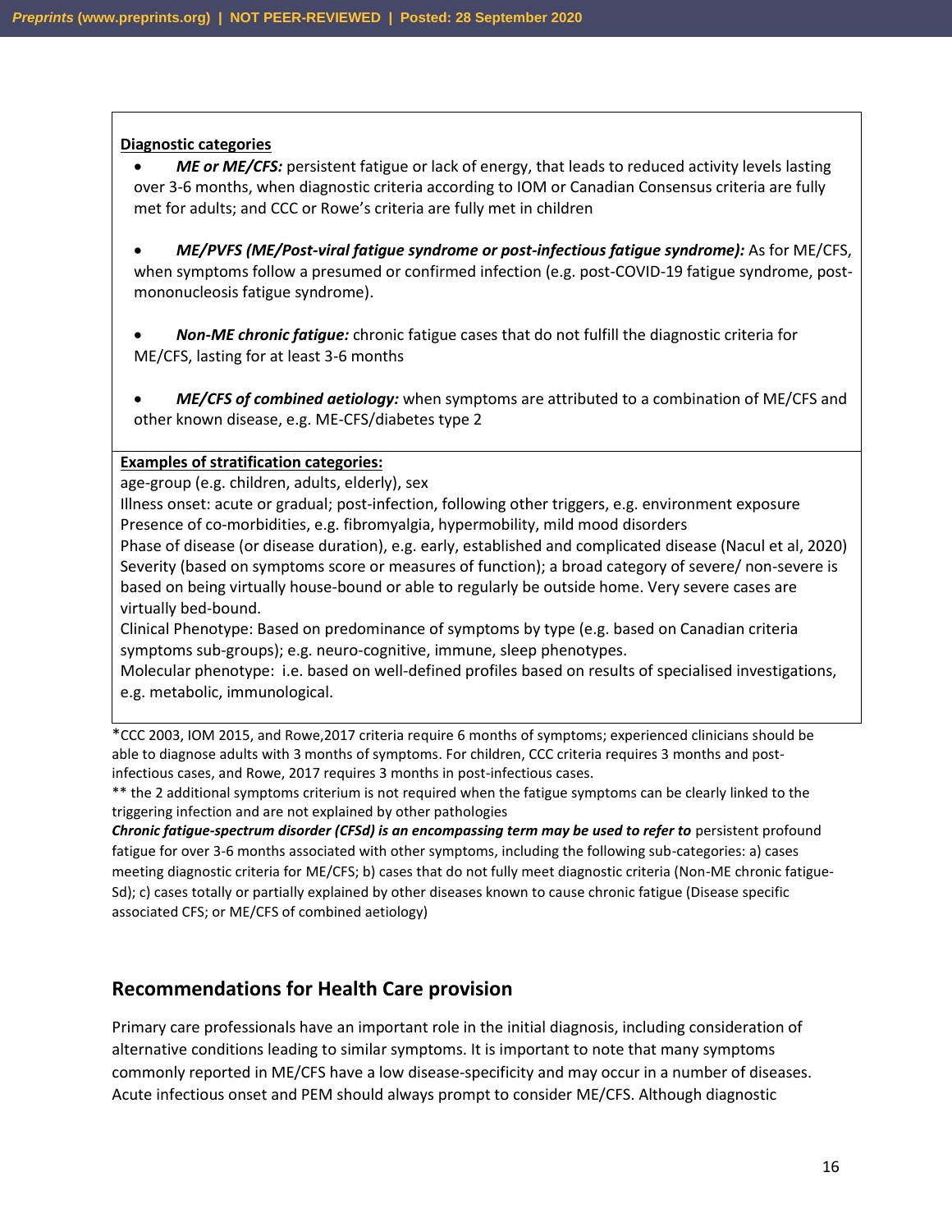**Diagnostic categories**

- ***ME or ME/CFS:*** persistent fatigue or lack of energy, that leads to reduced activity levels lasting over 3-6 months, when diagnostic criteria according to IOM or Canadian Consensus criteria are fully met for adults; and CCC or Rowe's criteria are fully met in children

- ***ME/PVFS (ME/Post-viral fatigue syndrome or post-infectious fatigue syndrome):*** As for ME/CFS, when symptoms follow a presumed or confirmed infection (e.g. post-COVID-19 fatigue syndrome, post-mononucleosis fatigue syndrome).

- ***Non-ME chronic fatigue:*** chronic fatigue cases that do not fulfill the diagnostic criteria for ME/CFS, lasting for at least 3-6 months

- ***ME/CFS of combined aetiology:*** when symptoms are attributed to a combination of ME/CFS and other known disease, e.g. ME-CFS/diabetes type 2

**Examples of stratification categories:**

age-group (e.g. children, adults, elderly), sex
Illness onset: acute or gradual; post-infection, following other triggers, e.g. environment exposure
Presence of co-morbidities, e.g. fibromyalgia, hypermobility, mild mood disorders
Phase of disease (or disease duration), e.g. early, established and complicated disease (Nacul et al, 2020)
Severity (based on symptoms score or measures of function); a broad category of severe/ non-severe is based on being virtually house-bound or able to regularly be outside home. Very severe cases are virtually bed-bound.
Clinical Phenotype: Based on predominance of symptoms by type (e.g. based on Canadian criteria symptoms sub-groups); e.g. neuro-cognitive, immune, sleep phenotypes.
Molecular phenotype: i.e. based on well-defined profiles based on results of specialised investigations, e.g. metabolic, immunological.

*CCC 2003, IOM 2015, and Rowe,2017 criteria require 6 months of symptoms; experienced clinicians should be able to diagnose adults with 3 months of symptoms. For children, CCC criteria requires 3 months and post-infectious cases, and Rowe, 2017 requires 3 months in post-infectious cases.

** the 2 additional symptoms criterium is not required when the fatigue symptoms can be clearly linked to the triggering infection and are not explained by other pathologies

***Chronic fatigue-spectrum disorder (CFSd) is an encompassing term may be used to refer to*** persistent profound fatigue for over 3-6 months associated with other symptoms, including the following sub-categories: a) cases meeting diagnostic criteria for ME/CFS; b) cases that do not fully meet diagnostic criteria (Non-ME chronic fatigue-Sd); c) cases totally or partially explained by other diseases known to cause chronic fatigue (Disease specific associated CFS; or ME/CFS of combined aetiology)

## Recommendations for Health Care provision

Primary care professionals have an important role in the initial diagnosis, including consideration of alternative conditions leading to similar symptoms. It is important to note that many symptoms commonly reported in ME/CFS have a low disease-specificity and may occur in a number of diseases. Acute infectious onset and PEM should always prompt to consider ME/CFS. Although diagnostic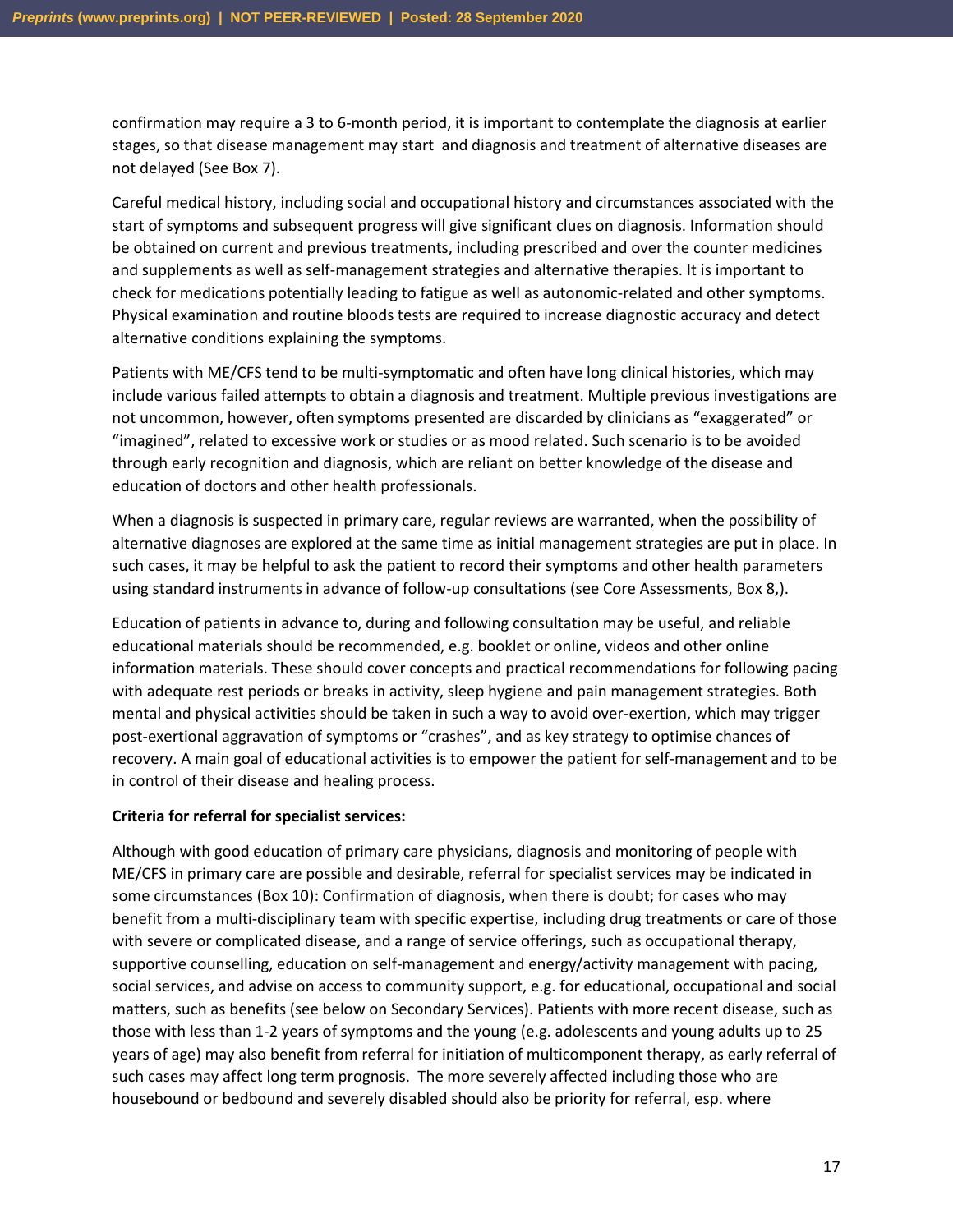confirmation may require a 3 to 6-month period, it is important to contemplate the diagnosis at earlier stages, so that disease management may start and diagnosis and treatment of alternative diseases are not delayed (See Box 7).

Careful medical history, including social and occupational history and circumstances associated with the start of symptoms and subsequent progress will give significant clues on diagnosis. Information should be obtained on current and previous treatments, including prescribed and over the counter medicines and supplements as well as self-management strategies and alternative therapies. It is important to check for medications potentially leading to fatigue as well as autonomic-related and other symptoms. Physical examination and routine bloods tests are required to increase diagnostic accuracy and detect alternative conditions explaining the symptoms.

Patients with ME/CFS tend to be multi-symptomatic and often have long clinical histories, which may include various failed attempts to obtain a diagnosis and treatment. Multiple previous investigations are not uncommon, however, often symptoms presented are discarded by clinicians as "exaggerated" or "imagined", related to excessive work or studies or as mood related. Such scenario is to be avoided through early recognition and diagnosis, which are reliant on better knowledge of the disease and education of doctors and other health professionals.

When a diagnosis is suspected in primary care, regular reviews are warranted, when the possibility of alternative diagnoses are explored at the same time as initial management strategies are put in place. In such cases, it may be helpful to ask the patient to record their symptoms and other health parameters using standard instruments in advance of follow-up consultations (see Core Assessments, Box 8,).

Education of patients in advance to, during and following consultation may be useful, and reliable educational materials should be recommended, e.g. booklet or online, videos and other online information materials. These should cover concepts and practical recommendations for following pacing with adequate rest periods or breaks in activity, sleep hygiene and pain management strategies. Both mental and physical activities should be taken in such a way to avoid over-exertion, which may trigger post-exertional aggravation of symptoms or "crashes", and as key strategy to optimise chances of recovery. A main goal of educational activities is to empower the patient for self-management and to be in control of their disease and healing process.

**Criteria for referral for specialist services:**

Although with good education of primary care physicians, diagnosis and monitoring of people with ME/CFS in primary care are possible and desirable, referral for specialist services may be indicated in some circumstances (Box 10): Confirmation of diagnosis, when there is doubt; for cases who may benefit from a multi-disciplinary team with specific expertise, including drug treatments or care of those with severe or complicated disease, and a range of service offerings, such as occupational therapy, supportive counselling, education on self-management and energy/activity management with pacing, social services, and advise on access to community support, e.g. for educational, occupational and social matters, such as benefits (see below on Secondary Services). Patients with more recent disease, such as those with less than 1-2 years of symptoms and the young (e.g. adolescents and young adults up to 25 years of age) may also benefit from referral for initiation of multicomponent therapy, as early referral of such cases may affect long term prognosis. The more severely affected including those who are housebound or bedbound and severely disabled should also be priority for referral, esp. where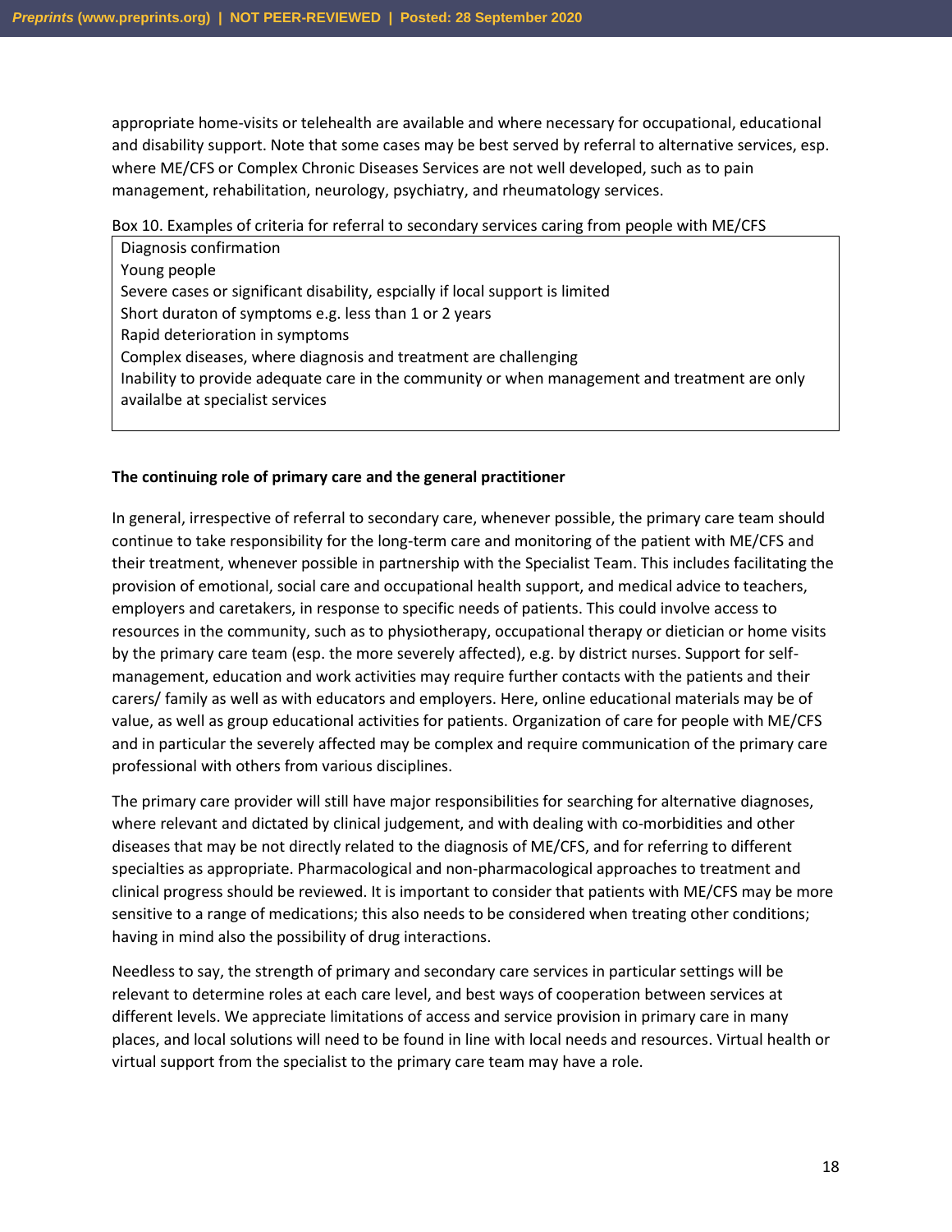appropriate home-visits or telehealth are available and where necessary for occupational, educational and disability support. Note that some cases may be best served by referral to alternative services, esp. where ME/CFS or Complex Chronic Diseases Services are not well developed, such as to pain management, rehabilitation, neurology, psychiatry, and rheumatology services.

Box 10. Examples of criteria for referral to secondary services caring from people with ME/CFS

| |
|---|
| Diagnosis confirmation |
| Young people |
| Severe cases or significant disability, espcially if local support is limited |
| Short duraton of symptoms e.g. less than 1 or 2 years |
| Rapid deterioration in symptoms |
| Complex diseases, where diagnosis and treatment are challenging |
| Inability to provide adequate care in the community or when management and treatment are only availalbe at specialist services |

**The continuing role of primary care and the general practitioner**

In general, irrespective of referral to secondary care, whenever possible, the primary care team should continue to take responsibility for the long-term care and monitoring of the patient with ME/CFS and their treatment, whenever possible in partnership with the Specialist Team. This includes facilitating the provision of emotional, social care and occupational health support, and medical advice to teachers, employers and caretakers, in response to specific needs of patients. This could involve access to resources in the community, such as to physiotherapy, occupational therapy or dietician or home visits by the primary care team (esp. the more severely affected), e.g. by district nurses. Support for self-management, education and work activities may require further contacts with the patients and their carers/ family as well as with educators and employers. Here, online educational materials may be of value, as well as group educational activities for patients. Organization of care for people with ME/CFS and in particular the severely affected may be complex and require communication of the primary care professional with others from various disciplines.

The primary care provider will still have major responsibilities for searching for alternative diagnoses, where relevant and dictated by clinical judgement, and with dealing with co-morbidities and other diseases that may be not directly related to the diagnosis of ME/CFS, and for referring to different specialties as appropriate. Pharmacological and non-pharmacological approaches to treatment and clinical progress should be reviewed. It is important to consider that patients with ME/CFS may be more sensitive to a range of medications; this also needs to be considered when treating other conditions; having in mind also the possibility of drug interactions.

Needless to say, the strength of primary and secondary care services in particular settings will be relevant to determine roles at each care level, and best ways of cooperation between services at different levels. We appreciate limitations of access and service provision in primary care in many places, and local solutions will need to be found in line with local needs and resources. Virtual health or virtual support from the specialist to the primary care team may have a role.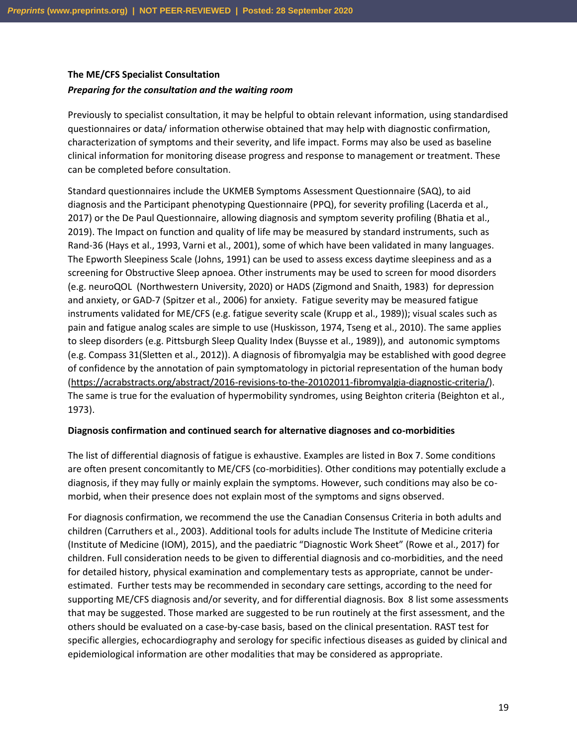**The ME/CFS Specialist Consultation**

***Preparing for the consultation and the waiting room***

Previously to specialist consultation, it may be helpful to obtain relevant information, using standardised questionnaires or data/ information otherwise obtained that may help with diagnostic confirmation, characterization of symptoms and their severity, and life impact. Forms may also be used as baseline clinical information for monitoring disease progress and response to management or treatment. These can be completed before consultation.

Standard questionnaires include the UKMEB Symptoms Assessment Questionnaire (SAQ), to aid diagnosis and the Participant phenotyping Questionnaire (PPQ), for severity profiling (Lacerda et al., 2017) or the De Paul Questionnaire, allowing diagnosis and symptom severity profiling (Bhatia et al., 2019). The Impact on function and quality of life may be measured by standard instruments, such as Rand-36 (Hays et al., 1993, Varni et al., 2001), some of which have been validated in many languages. The Epworth Sleepiness Scale (Johns, 1991) can be used to assess excess daytime sleepiness and as a screening for Obstructive Sleep apnoea. Other instruments may be used to screen for mood disorders (e.g. neuroQOL (Northwestern University, 2020) or HADS (Zigmond and Snaith, 1983) for depression and anxiety, or GAD-7 (Spitzer et al., 2006) for anxiety. Fatigue severity may be measured fatigue instruments validated for ME/CFS (e.g. fatigue severity scale (Krupp et al., 1989)); visual scales such as pain and fatigue analog scales are simple to use (Huskisson, 1974, Tseng et al., 2010). The same applies to sleep disorders (e.g. Pittsburgh Sleep Quality Index (Buysse et al., 1989)), and autonomic symptoms (e.g. Compass 31(Sletten et al., 2012)). A diagnosis of fibromyalgia may be established with good degree of confidence by the annotation of pain symptomatology in pictorial representation of the human body (https://acrabstracts.org/abstract/2016-revisions-to-the-20102011-fibromyalgia-diagnostic-criteria/). The same is true for the evaluation of hypermobility syndromes, using Beighton criteria (Beighton et al., 1973).

**Diagnosis confirmation and continued search for alternative diagnoses and co-morbidities**

The list of differential diagnosis of fatigue is exhaustive. Examples are listed in Box 7. Some conditions are often present concomitantly to ME/CFS (co-morbidities). Other conditions may potentially exclude a diagnosis, if they may fully or mainly explain the symptoms. However, such conditions may also be co-morbid, when their presence does not explain most of the symptoms and signs observed.

For diagnosis confirmation, we recommend the use the Canadian Consensus Criteria in both adults and children (Carruthers et al., 2003). Additional tools for adults include The Institute of Medicine criteria (Institute of Medicine (IOM), 2015), and the paediatric "Diagnostic Work Sheet" (Rowe et al., 2017) for children. Full consideration needs to be given to differential diagnosis and co-morbidities, and the need for detailed history, physical examination and complementary tests as appropriate, cannot be under-estimated. Further tests may be recommended in secondary care settings, according to the need for supporting ME/CFS diagnosis and/or severity, and for differential diagnosis. Box 8 list some assessments that may be suggested. Those marked are suggested to be run routinely at the first assessment, and the others should be evaluated on a case-by-case basis, based on the clinical presentation. RAST test for specific allergies, echocardiography and serology for specific infectious diseases as guided by clinical and epidemiological information are other modalities that may be considered as appropriate.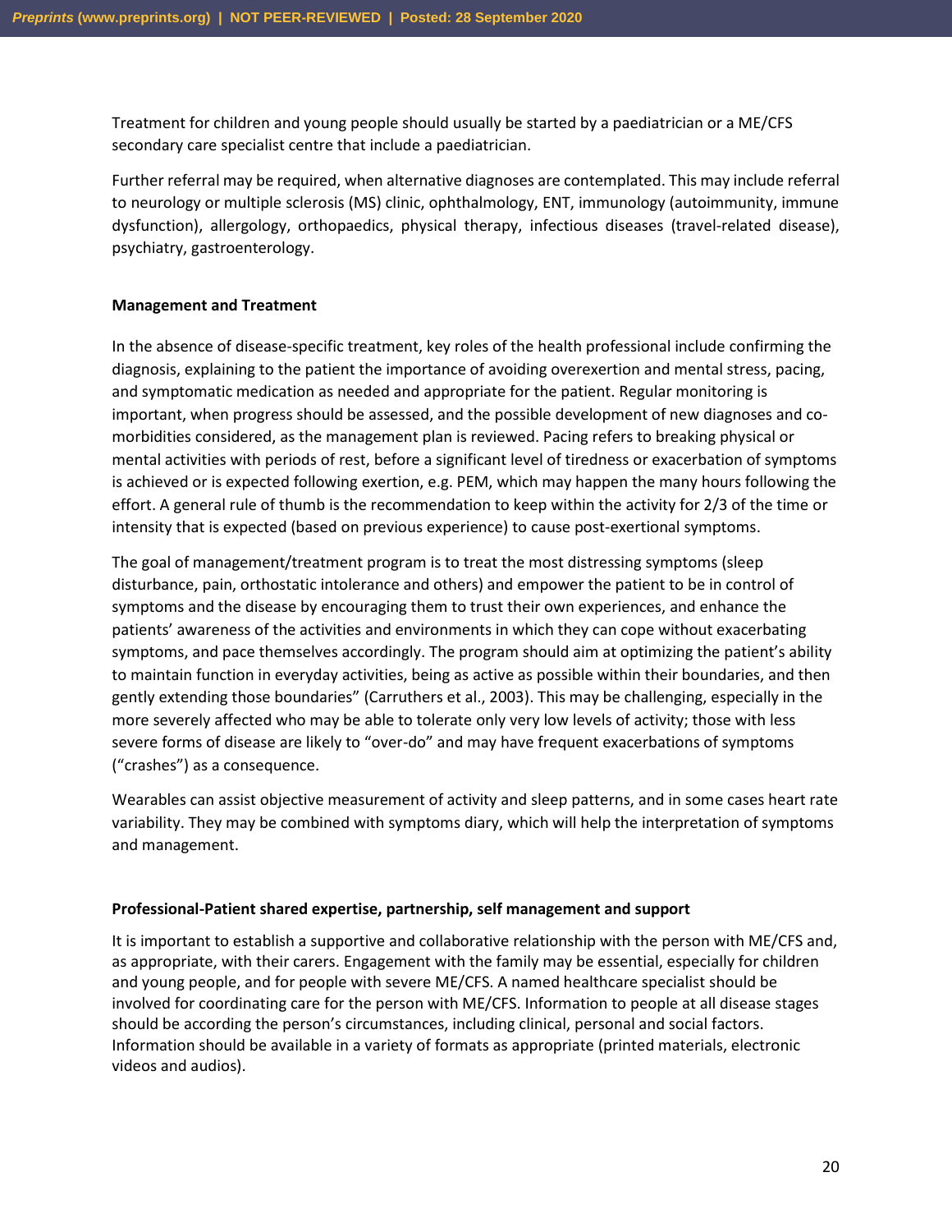Treatment for children and young people should usually be started by a paediatrician or a ME/CFS secondary care specialist centre that include a paediatrician.

Further referral may be required, when alternative diagnoses are contemplated. This may include referral to neurology or multiple sclerosis (MS) clinic, ophthalmology, ENT, immunology (autoimmunity, immune dysfunction), allergology, orthopaedics, physical therapy, infectious diseases (travel-related disease), psychiatry, gastroenterology.

**Management and Treatment**

In the absence of disease-specific treatment, key roles of the health professional include confirming the diagnosis, explaining to the patient the importance of avoiding overexertion and mental stress, pacing, and symptomatic medication as needed and appropriate for the patient. Regular monitoring is important, when progress should be assessed, and the possible development of new diagnoses and co-morbidities considered, as the management plan is reviewed. Pacing refers to breaking physical or mental activities with periods of rest, before a significant level of tiredness or exacerbation of symptoms is achieved or is expected following exertion, e.g. PEM, which may happen the many hours following the effort. A general rule of thumb is the recommendation to keep within the activity for 2/3 of the time or intensity that is expected (based on previous experience) to cause post-exertional symptoms.

The goal of management/treatment program is to treat the most distressing symptoms (sleep disturbance, pain, orthostatic intolerance and others) and empower the patient to be in control of symptoms and the disease by encouraging them to trust their own experiences, and enhance the patients' awareness of the activities and environments in which they can cope without exacerbating symptoms, and pace themselves accordingly. The program should aim at optimizing the patient's ability to maintain function in everyday activities, being as active as possible within their boundaries, and then gently extending those boundaries" (Carruthers et al., 2003). This may be challenging, especially in the more severely affected who may be able to tolerate only very low levels of activity; those with less severe forms of disease are likely to "over-do" and may have frequent exacerbations of symptoms ("crashes") as a consequence.

Wearables can assist objective measurement of activity and sleep patterns, and in some cases heart rate variability. They may be combined with symptoms diary, which will help the interpretation of symptoms and management.

**Professional-Patient shared expertise, partnership, self management and support**

It is important to establish a supportive and collaborative relationship with the person with ME/CFS and, as appropriate, with their carers. Engagement with the family may be essential, especially for children and young people, and for people with severe ME/CFS. A named healthcare specialist should be involved for coordinating care for the person with ME/CFS. Information to people at all disease stages should be according the person's circumstances, including clinical, personal and social factors. Information should be available in a variety of formats as appropriate (printed materials, electronic videos and audios).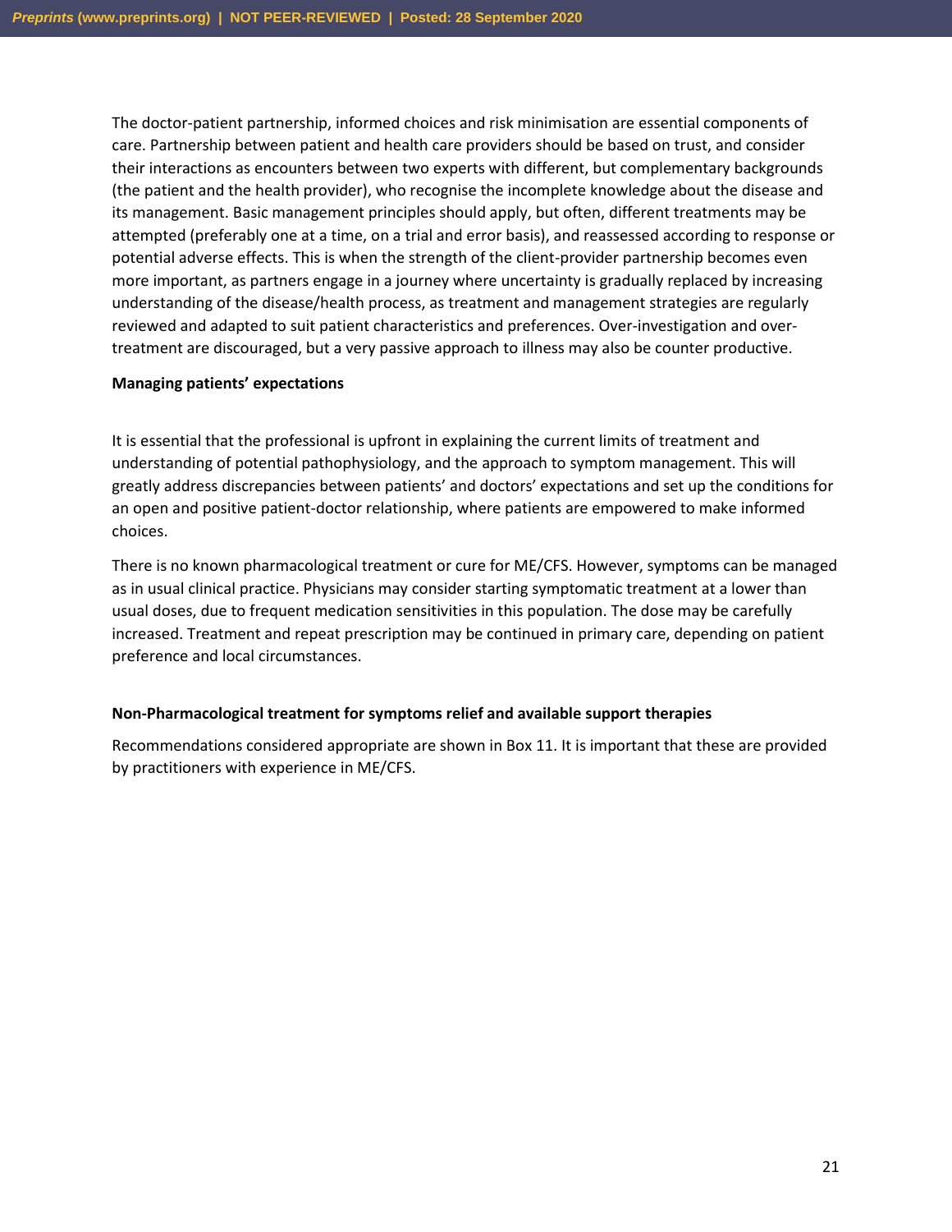The doctor-patient partnership, informed choices and risk minimisation are essential components of care. Partnership between patient and health care providers should be based on trust, and consider their interactions as encounters between two experts with different, but complementary backgrounds (the patient and the health provider), who recognise the incomplete knowledge about the disease and its management. Basic management principles should apply, but often, different treatments may be attempted (preferably one at a time, on a trial and error basis), and reassessed according to response or potential adverse effects. This is when the strength of the client-provider partnership becomes even more important, as partners engage in a journey where uncertainty is gradually replaced by increasing understanding of the disease/health process, as treatment and management strategies are regularly reviewed and adapted to suit patient characteristics and preferences. Over-investigation and over-treatment are discouraged, but a very passive approach to illness may also be counter productive.

**Managing patients' expectations**

It is essential that the professional is upfront in explaining the current limits of treatment and understanding of potential pathophysiology, and the approach to symptom management. This will greatly address discrepancies between patients' and doctors' expectations and set up the conditions for an open and positive patient-doctor relationship, where patients are empowered to make informed choices.

There is no known pharmacological treatment or cure for ME/CFS. However, symptoms can be managed as in usual clinical practice. Physicians may consider starting symptomatic treatment at a lower than usual doses, due to frequent medication sensitivities in this population. The dose may be carefully increased. Treatment and repeat prescription may be continued in primary care, depending on patient preference and local circumstances.

**Non-Pharmacological treatment for symptoms relief and available support therapies**

Recommendations considered appropriate are shown in Box 11. It is important that these are provided by practitioners with experience in ME/CFS.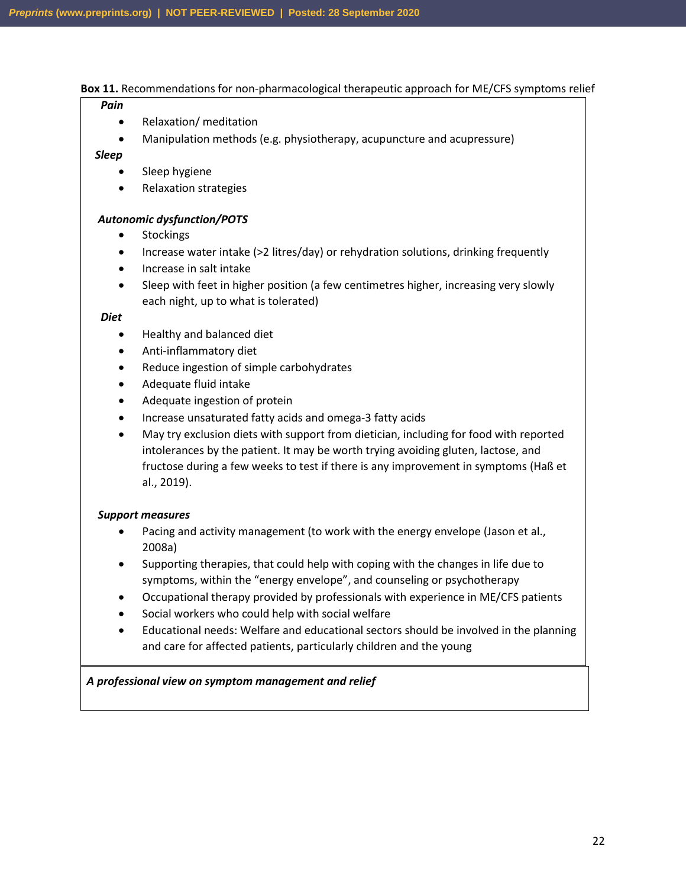**Box 11.** Recommendations for non-pharmacological therapeutic approach for ME/CFS symptoms relief

***Pain***

- Relaxation/ meditation
- Manipulation methods (e.g. physiotherapy, acupuncture and acupressure)

***Sleep***

- Sleep hygiene
- Relaxation strategies

***Autonomic dysfunction/POTS***

- Stockings
- Increase water intake (>2 litres/day) or rehydration solutions, drinking frequently
- Increase in salt intake
- Sleep with feet in higher position (a few centimetres higher, increasing very slowly each night, up to what is tolerated)

***Diet***

- Healthy and balanced diet
- Anti-inflammatory diet
- Reduce ingestion of simple carbohydrates
- Adequate fluid intake
- Adequate ingestion of protein
- Increase unsaturated fatty acids and omega-3 fatty acids
- May try exclusion diets with support from dietician, including for food with reported intolerances by the patient. It may be worth trying avoiding gluten, lactose, and fructose during a few weeks to test if there is any improvement in symptoms (Haß et al., 2019).

***Support measures***

- Pacing and activity management (to work with the energy envelope (Jason et al., 2008a)
- Supporting therapies, that could help with coping with the changes in life due to symptoms, within the "energy envelope", and counseling or psychotherapy
- Occupational therapy provided by professionals with experience in ME/CFS patients
- Social workers who could help with social welfare
- Educational needs: Welfare and educational sectors should be involved in the planning and care for affected patients, particularly children and the young

***A professional view on symptom management and relief***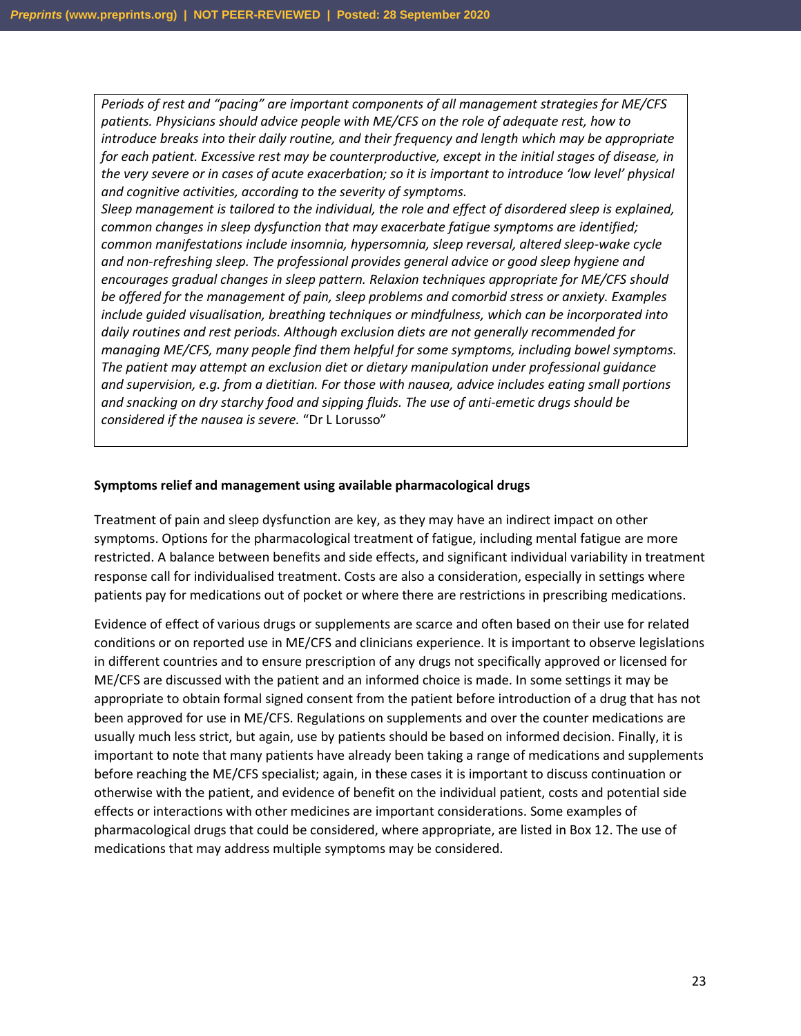*Periods of rest and "pacing" are important components of all management strategies for ME/CFS patients. Physicians should advice people with ME/CFS on the role of adequate rest, how to introduce breaks into their daily routine, and their frequency and length which may be appropriate for each patient. Excessive rest may be counterproductive, except in the initial stages of disease, in the very severe or in cases of acute exacerbation; so it is important to introduce 'low level' physical and cognitive activities, according to the severity of symptoms.*

*Sleep management is tailored to the individual, the role and effect of disordered sleep is explained, common changes in sleep dysfunction that may exacerbate fatigue symptoms are identified; common manifestations include insomnia, hypersomnia, sleep reversal, altered sleep-wake cycle and non-refreshing sleep. The professional provides general advice or good sleep hygiene and encourages gradual changes in sleep pattern. Relaxion techniques appropriate for ME/CFS should be offered for the management of pain, sleep problems and comorbid stress or anxiety. Examples include guided visualisation, breathing techniques or mindfulness, which can be incorporated into daily routines and rest periods. Although exclusion diets are not generally recommended for managing ME/CFS, many people find them helpful for some symptoms, including bowel symptoms. The patient may attempt an exclusion diet or dietary manipulation under professional guidance and supervision, e.g. from a dietitian. For those with nausea, advice includes eating small portions and snacking on dry starchy food and sipping fluids. The use of anti-emetic drugs should be considered if the nausea is severe.* "Dr L Lorusso"

**Symptoms relief and management using available pharmacological drugs**

Treatment of pain and sleep dysfunction are key, as they may have an indirect impact on other symptoms. Options for the pharmacological treatment of fatigue, including mental fatigue are more restricted. A balance between benefits and side effects, and significant individual variability in treatment response call for individualised treatment. Costs are also a consideration, especially in settings where patients pay for medications out of pocket or where there are restrictions in prescribing medications.

Evidence of effect of various drugs or supplements are scarce and often based on their use for related conditions or on reported use in ME/CFS and clinicians experience. It is important to observe legislations in different countries and to ensure prescription of any drugs not specifically approved or licensed for ME/CFS are discussed with the patient and an informed choice is made. In some settings it may be appropriate to obtain formal signed consent from the patient before introduction of a drug that has not been approved for use in ME/CFS. Regulations on supplements and over the counter medications are usually much less strict, but again, use by patients should be based on informed decision. Finally, it is important to note that many patients have already been taking a range of medications and supplements before reaching the ME/CFS specialist; again, in these cases it is important to discuss continuation or otherwise with the patient, and evidence of benefit on the individual patient, costs and potential side effects or interactions with other medicines are important considerations. Some examples of pharmacological drugs that could be considered, where appropriate, are listed in Box 12. The use of medications that may address multiple symptoms may be considered.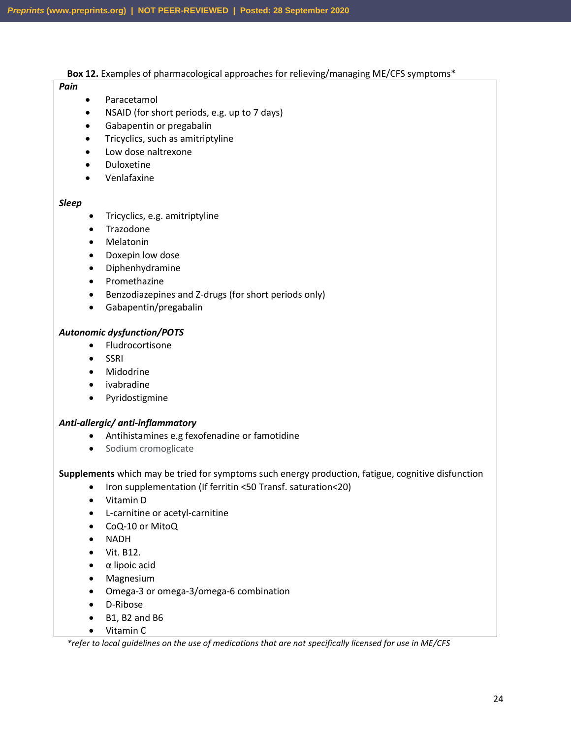**Box 12.** Examples of pharmacological approaches for relieving/managing ME/CFS symptoms*

***Pain***

- Paracetamol
- NSAID (for short periods, e.g. up to 7 days)
- Gabapentin or pregabalin
- Tricyclics, such as amitriptyline
- Low dose naltrexone
- Duloxetine
- Venlafaxine

***Sleep***

- Tricyclics, e.g. amitriptyline
- Trazodone
- Melatonin
- Doxepin low dose
- Diphenhydramine
- Promethazine
- Benzodiazepines and Z-drugs (for short periods only)
- Gabapentin/pregabalin

***Autonomic dysfunction/POTS***

- Fludrocortisone
- SSRI
- Midodrine
- ivabradine
- Pyridostigmine

***Anti-allergic/ anti-inflammatory***

- Antihistamines e.g fexofenadine or famotidine
- Sodium cromoglicate

**Supplements** which may be tried for symptoms such energy production, fatigue, cognitive disfunction

- Iron supplementation (If ferritin <50 Transf. saturation<20)
- Vitamin D
- L-carnitine or acetyl-carnitine
- CoQ-10 or MitoQ
- NADH
- Vit. B12.
- α lipoic acid
- Magnesium
- Omega-3 or omega-3/omega-6 combination
- D-Ribose
- B1, B2 and B6
- Vitamin C

*\*refer to local guidelines on the use of medications that are not specifically licensed for use in ME/CFS*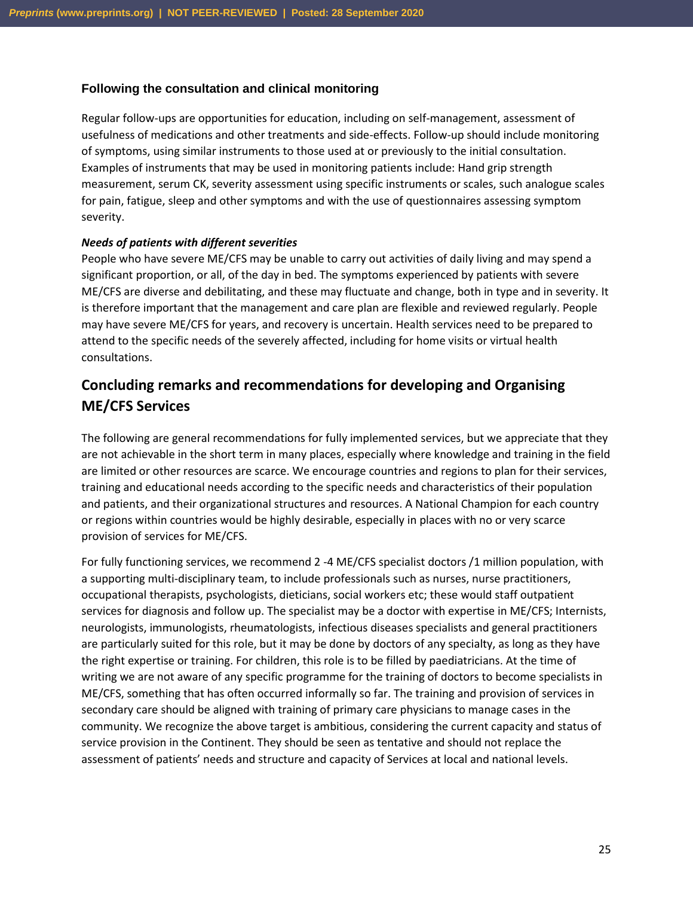### Following the consultation and clinical monitoring

Regular follow-ups are opportunities for education, including on self-management, assessment of usefulness of medications and other treatments and side-effects. Follow-up should include monitoring of symptoms, using similar instruments to those used at or previously to the initial consultation. Examples of instruments that may be used in monitoring patients include: Hand grip strength measurement, serum CK, severity assessment using specific instruments or scales, such analogue scales for pain, fatigue, sleep and other symptoms and with the use of questionnaires assessing symptom severity.

#### *Needs of patients with different severities*

People who have severe ME/CFS may be unable to carry out activities of daily living and may spend a significant proportion, or all, of the day in bed. The symptoms experienced by patients with severe ME/CFS are diverse and debilitating, and these may fluctuate and change, both in type and in severity. It is therefore important that the management and care plan are flexible and reviewed regularly. People may have severe ME/CFS for years, and recovery is uncertain. Health services need to be prepared to attend to the specific needs of the severely affected, including for home visits or virtual health consultations.

## Concluding remarks and recommendations for developing and Organising ME/CFS Services

The following are general recommendations for fully implemented services, but we appreciate that they are not achievable in the short term in many places, especially where knowledge and training in the field are limited or other resources are scarce. We encourage countries and regions to plan for their services, training and educational needs according to the specific needs and characteristics of their population and patients, and their organizational structures and resources. A National Champion for each country or regions within countries would be highly desirable, especially in places with no or very scarce provision of services for ME/CFS.

For fully functioning services, we recommend 2 -4 ME/CFS specialist doctors /1 million population, with a supporting multi-disciplinary team, to include professionals such as nurses, nurse practitioners, occupational therapists, psychologists, dieticians, social workers etc; these would staff outpatient services for diagnosis and follow up. The specialist may be a doctor with expertise in ME/CFS; Internists, neurologists, immunologists, rheumatologists, infectious diseases specialists and general practitioners are particularly suited for this role, but it may be done by doctors of any specialty, as long as they have the right expertise or training. For children, this role is to be filled by paediatricians. At the time of writing we are not aware of any specific programme for the training of doctors to become specialists in ME/CFS, something that has often occurred informally so far. The training and provision of services in secondary care should be aligned with training of primary care physicians to manage cases in the community. We recognize the above target is ambitious, considering the current capacity and status of service provision in the Continent. They should be seen as tentative and should not replace the assessment of patients' needs and structure and capacity of Services at local and national levels.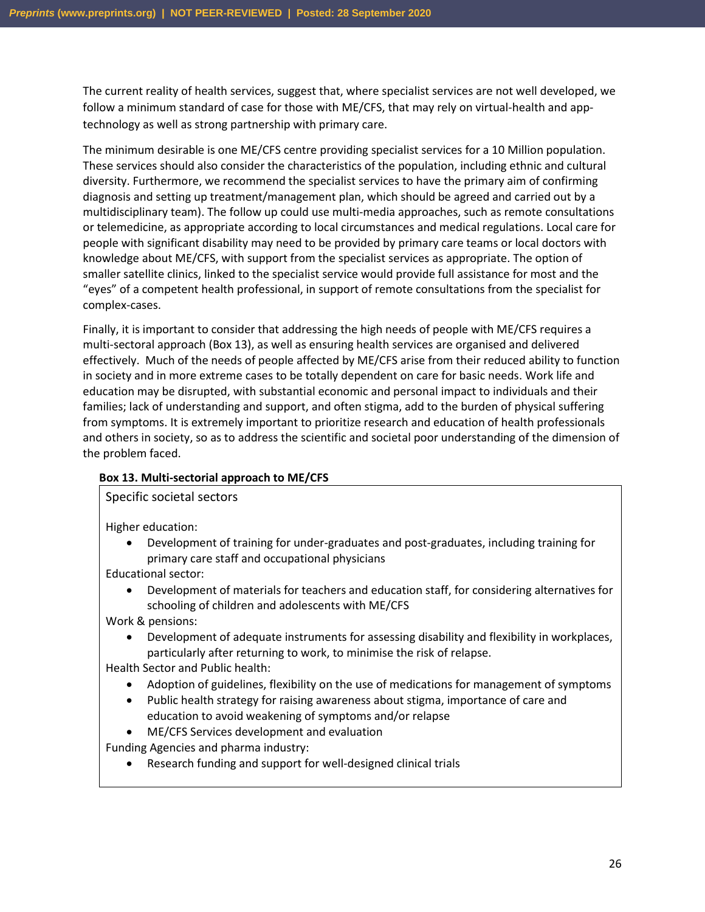The current reality of health services, suggest that, where specialist services are not well developed, we follow a minimum standard of case for those with ME/CFS, that may rely on virtual-health and app-technology as well as strong partnership with primary care.

The minimum desirable is one ME/CFS centre providing specialist services for a 10 Million population. These services should also consider the characteristics of the population, including ethnic and cultural diversity. Furthermore, we recommend the specialist services to have the primary aim of confirming diagnosis and setting up treatment/management plan, which should be agreed and carried out by a multidisciplinary team). The follow up could use multi-media approaches, such as remote consultations or telemedicine, as appropriate according to local circumstances and medical regulations. Local care for people with significant disability may need to be provided by primary care teams or local doctors with knowledge about ME/CFS, with support from the specialist services as appropriate. The option of smaller satellite clinics, linked to the specialist service would provide full assistance for most and the "eyes" of a competent health professional, in support of remote consultations from the specialist for complex-cases.

Finally, it is important to consider that addressing the high needs of people with ME/CFS requires a multi-sectoral approach (Box 13), as well as ensuring health services are organised and delivered effectively. Much of the needs of people affected by ME/CFS arise from their reduced ability to function in society and in more extreme cases to be totally dependent on care for basic needs. Work life and education may be disrupted, with substantial economic and personal impact to individuals and their families; lack of understanding and support, and often stigma, add to the burden of physical suffering from symptoms. It is extremely important to prioritize research and education of health professionals and others in society, so as to address the scientific and societal poor understanding of the dimension of the problem faced.

**Box 13. Multi-sectorial approach to ME/CFS**

Specific societal sectors

Higher education:

- Development of training for under-graduates and post-graduates, including training for primary care staff and occupational physicians

Educational sector:

- Development of materials for teachers and education staff, for considering alternatives for schooling of children and adolescents with ME/CFS

Work & pensions:

- Development of adequate instruments for assessing disability and flexibility in workplaces, particularly after returning to work, to minimise the risk of relapse.

Health Sector and Public health:

- Adoption of guidelines, flexibility on the use of medications for management of symptoms
- Public health strategy for raising awareness about stigma, importance of care and education to avoid weakening of symptoms and/or relapse
- ME/CFS Services development and evaluation

Funding Agencies and pharma industry:

- Research funding and support for well-designed clinical trials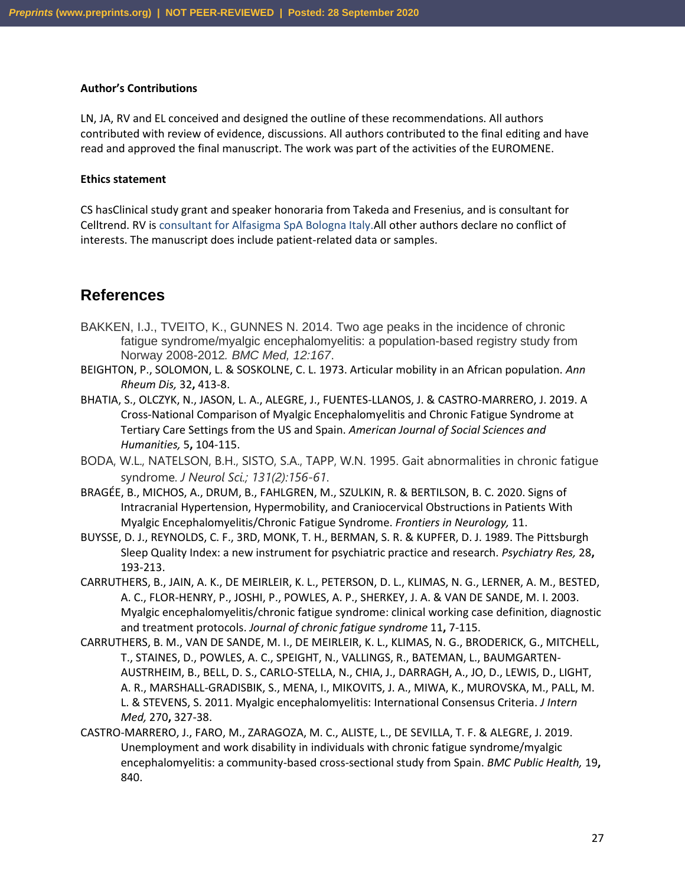**Author's Contributions**

LN, JA, RV and EL conceived and designed the outline of these recommendations. All authors contributed with review of evidence, discussions. All authors contributed to the final editing and have read and approved the final manuscript. The work was part of the activities of the EUROMENE.

**Ethics statement**

CS hasClinical study grant and speaker honoraria from Takeda and Fresenius, and is consultant for Celltrend. RV is consultant for Alfasigma SpA Bologna Italy.All other authors declare no conflict of interests. The manuscript does include patient-related data or samples.

## References

BAKKEN, I.J., TVEITO, K., GUNNES N. 2014. Two age peaks in the incidence of chronic fatigue syndrome/myalgic encephalomyelitis: a population-based registry study from Norway 2008-2012*. BMC Med, 12:167*.

BEIGHTON, P., SOLOMON, L. & SOSKOLNE, C. L. 1973. Articular mobility in an African population. *Ann Rheum Dis,* 32**,** 413-8.

BHATIA, S., OLCZYK, N., JASON, L. A., ALEGRE, J., FUENTES-LLANOS, J. & CASTRO-MARRERO, J. 2019. A Cross-National Comparison of Myalgic Encephalomyelitis and Chronic Fatigue Syndrome at Tertiary Care Settings from the US and Spain. *American Journal of Social Sciences and Humanities,* 5**,** 104-115.

BODA, W.L., NATELSON, B.H., SISTO, S.A., TAPP, W.N. 1995. Gait abnormalities in chronic fatigue syndrome*. J Neurol Sci.; 131(2):156-61*.

BRAGÉE, B., MICHOS, A., DRUM, B., FAHLGREN, M., SZULKIN, R. & BERTILSON, B. C. 2020. Signs of Intracranial Hypertension, Hypermobility, and Craniocervical Obstructions in Patients With Myalgic Encephalomyelitis/Chronic Fatigue Syndrome. *Frontiers in Neurology,* 11.

BUYSSE, D. J., REYNOLDS, C. F., 3RD, MONK, T. H., BERMAN, S. R. & KUPFER, D. J. 1989. The Pittsburgh Sleep Quality Index: a new instrument for psychiatric practice and research. *Psychiatry Res,* 28**,** 193-213.

CARRUTHERS, B., JAIN, A. K., DE MEIRLEIR, K. L., PETERSON, D. L., KLIMAS, N. G., LERNER, A. M., BESTED, A. C., FLOR-HENRY, P., JOSHI, P., POWLES, A. P., SHERKEY, J. A. & VAN DE SANDE, M. I. 2003. Myalgic encephalomyelitis/chronic fatigue syndrome: clinical working case definition, diagnostic and treatment protocols. *Journal of chronic fatigue syndrome* 11**,** 7-115.

CARRUTHERS, B. M., VAN DE SANDE, M. I., DE MEIRLEIR, K. L., KLIMAS, N. G., BRODERICK, G., MITCHELL, T., STAINES, D., POWLES, A. C., SPEIGHT, N., VALLINGS, R., BATEMAN, L., BAUMGARTEN-AUSTRHEIM, B., BELL, D. S., CARLO-STELLA, N., CHIA, J., DARRAGH, A., JO, D., LEWIS, D., LIGHT, A. R., MARSHALL-GRADISBIK, S., MENA, I., MIKOVITS, J. A., MIWA, K., MUROVSKA, M., PALL, M. L. & STEVENS, S. 2011. Myalgic encephalomyelitis: International Consensus Criteria. *J Intern Med,* 270**,** 327-38.

CASTRO-MARRERO, J., FARO, M., ZARAGOZA, M. C., ALISTE, L., DE SEVILLA, T. F. & ALEGRE, J. 2019. Unemployment and work disability in individuals with chronic fatigue syndrome/myalgic encephalomyelitis: a community-based cross-sectional study from Spain. *BMC Public Health,* 19**,** 840.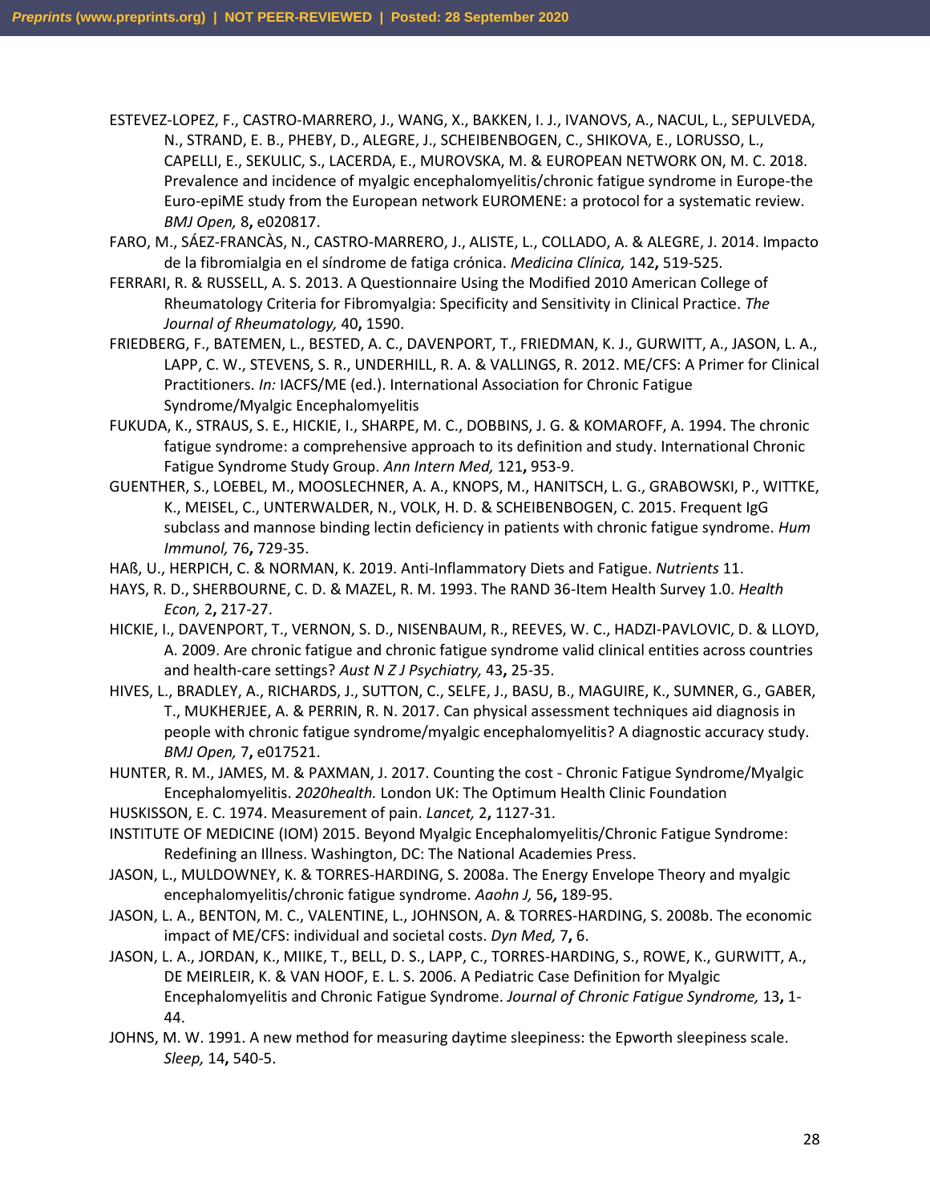ESTEVEZ-LOPEZ, F., CASTRO-MARRERO, J., WANG, X., BAKKEN, I. J., IVANOVS, A., NACUL, L., SEPULVEDA, N., STRAND, E. B., PHEBY, D., ALEGRE, J., SCHEIBENBOGEN, C., SHIKOVA, E., LORUSSO, L., CAPELLI, E., SEKULIC, S., LACERDA, E., MUROVSKA, M. & EUROPEAN NETWORK ON, M. C. 2018. Prevalence and incidence of myalgic encephalomyelitis/chronic fatigue syndrome in Europe-the Euro-epiME study from the European network EUROMENE: a protocol for a systematic review. *BMJ Open,* 8**,** e020817.

FARO, M., SÁEZ-FRANCÀS, N., CASTRO-MARRERO, J., ALISTE, L., COLLADO, A. & ALEGRE, J. 2014. Impacto de la fibromialgia en el síndrome de fatiga crónica. *Medicina Clínica,* 142**,** 519-525.

FERRARI, R. & RUSSELL, A. S. 2013. A Questionnaire Using the Modified 2010 American College of Rheumatology Criteria for Fibromyalgia: Specificity and Sensitivity in Clinical Practice. *The Journal of Rheumatology,* 40**,** 1590.

FRIEDBERG, F., BATEMEN, L., BESTED, A. C., DAVENPORT, T., FRIEDMAN, K. J., GURWITT, A., JASON, L. A., LAPP, C. W., STEVENS, S. R., UNDERHILL, R. A. & VALLINGS, R. 2012. ME/CFS: A Primer for Clinical Practitioners. *In:* IACFS/ME (ed.). International Association for Chronic Fatigue Syndrome/Myalgic Encephalomyelitis

FUKUDA, K., STRAUS, S. E., HICKIE, I., SHARPE, M. C., DOBBINS, J. G. & KOMAROFF, A. 1994. The chronic fatigue syndrome: a comprehensive approach to its definition and study. International Chronic Fatigue Syndrome Study Group. *Ann Intern Med,* 121**,** 953-9.

GUENTHER, S., LOEBEL, M., MOOSLECHNER, A. A., KNOPS, M., HANITSCH, L. G., GRABOWSKI, P., WITTKE, K., MEISEL, C., UNTERWALDER, N., VOLK, H. D. & SCHEIBENBOGEN, C. 2015. Frequent IgG subclass and mannose binding lectin deficiency in patients with chronic fatigue syndrome. *Hum Immunol,* 76**,** 729-35.

HAß, U., HERPICH, C. & NORMAN, K. 2019. Anti-Inflammatory Diets and Fatigue. *Nutrients* 11.

HAYS, R. D., SHERBOURNE, C. D. & MAZEL, R. M. 1993. The RAND 36-Item Health Survey 1.0. *Health Econ,* 2**,** 217-27.

HICKIE, I., DAVENPORT, T., VERNON, S. D., NISENBAUM, R., REEVES, W. C., HADZI-PAVLOVIC, D. & LLOYD, A. 2009. Are chronic fatigue and chronic fatigue syndrome valid clinical entities across countries and health-care settings? *Aust N Z J Psychiatry,* 43**,** 25-35.

HIVES, L., BRADLEY, A., RICHARDS, J., SUTTON, C., SELFE, J., BASU, B., MAGUIRE, K., SUMNER, G., GABER, T., MUKHERJEE, A. & PERRIN, R. N. 2017. Can physical assessment techniques aid diagnosis in people with chronic fatigue syndrome/myalgic encephalomyelitis? A diagnostic accuracy study. *BMJ Open,* 7**,** e017521.

HUNTER, R. M., JAMES, M. & PAXMAN, J. 2017. Counting the cost - Chronic Fatigue Syndrome/Myalgic Encephalomyelitis. *2020health.* London UK: The Optimum Health Clinic Foundation

HUSKISSON, E. C. 1974. Measurement of pain. *Lancet,* 2**,** 1127-31.

INSTITUTE OF MEDICINE (IOM) 2015. Beyond Myalgic Encephalomyelitis/Chronic Fatigue Syndrome: Redefining an Illness. Washington, DC: The National Academies Press.

JASON, L., MULDOWNEY, K. & TORRES-HARDING, S. 2008a. The Energy Envelope Theory and myalgic encephalomyelitis/chronic fatigue syndrome. *Aaohn J,* 56**,** 189-95.

JASON, L. A., BENTON, M. C., VALENTINE, L., JOHNSON, A. & TORRES-HARDING, S. 2008b. The economic impact of ME/CFS: individual and societal costs. *Dyn Med,* 7**,** 6.

JASON, L. A., JORDAN, K., MIIKE, T., BELL, D. S., LAPP, C., TORRES-HARDING, S., ROWE, K., GURWITT, A., DE MEIRLEIR, K. & VAN HOOF, E. L. S. 2006. A Pediatric Case Definition for Myalgic Encephalomyelitis and Chronic Fatigue Syndrome. *Journal of Chronic Fatigue Syndrome,* 13**,** 1-44.

JOHNS, M. W. 1991. A new method for measuring daytime sleepiness: the Epworth sleepiness scale. *Sleep,* 14**,** 540-5.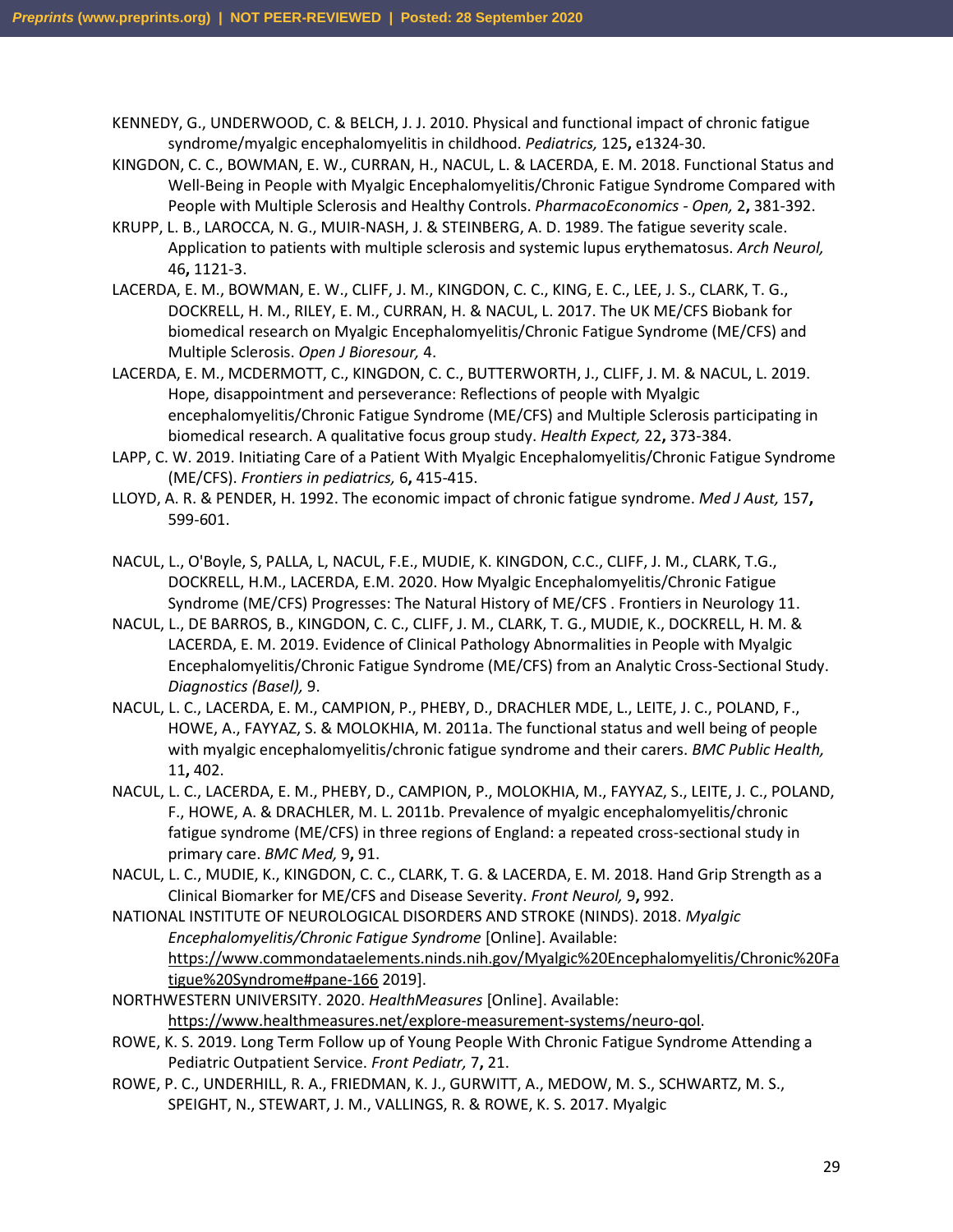KENNEDY, G., UNDERWOOD, C. & BELCH, J. J. 2010. Physical and functional impact of chronic fatigue syndrome/myalgic encephalomyelitis in childhood. *Pediatrics,* 125**,** e1324-30.

KINGDON, C. C., BOWMAN, E. W., CURRAN, H., NACUL, L. & LACERDA, E. M. 2018. Functional Status and Well-Being in People with Myalgic Encephalomyelitis/Chronic Fatigue Syndrome Compared with People with Multiple Sclerosis and Healthy Controls. *PharmacoEconomics - Open,* 2**,** 381-392.

KRUPP, L. B., LAROCCA, N. G., MUIR-NASH, J. & STEINBERG, A. D. 1989. The fatigue severity scale. Application to patients with multiple sclerosis and systemic lupus erythematosus. *Arch Neurol,* 46**,** 1121-3.

LACERDA, E. M., BOWMAN, E. W., CLIFF, J. M., KINGDON, C. C., KING, E. C., LEE, J. S., CLARK, T. G., DOCKRELL, H. M., RILEY, E. M., CURRAN, H. & NACUL, L. 2017. The UK ME/CFS Biobank for biomedical research on Myalgic Encephalomyelitis/Chronic Fatigue Syndrome (ME/CFS) and Multiple Sclerosis. *Open J Bioresour,* 4.

LACERDA, E. M., MCDERMOTT, C., KINGDON, C. C., BUTTERWORTH, J., CLIFF, J. M. & NACUL, L. 2019. Hope, disappointment and perseverance: Reflections of people with Myalgic encephalomyelitis/Chronic Fatigue Syndrome (ME/CFS) and Multiple Sclerosis participating in biomedical research. A qualitative focus group study. *Health Expect,* 22**,** 373-384.

LAPP, C. W. 2019. Initiating Care of a Patient With Myalgic Encephalomyelitis/Chronic Fatigue Syndrome (ME/CFS). *Frontiers in pediatrics,* 6**,** 415-415.

LLOYD, A. R. & PENDER, H. 1992. The economic impact of chronic fatigue syndrome. *Med J Aust,* 157**,** 599-601.

NACUL, L., O'Boyle, S, PALLA, L, NACUL, F.E., MUDIE, K. KINGDON, C.C., CLIFF, J. M., CLARK, T.G., DOCKRELL, H.M., LACERDA, E.M. 2020. How Myalgic Encephalomyelitis/Chronic Fatigue Syndrome (ME/CFS) Progresses: The Natural History of ME/CFS . Frontiers in Neurology 11.

NACUL, L., DE BARROS, B., KINGDON, C. C., CLIFF, J. M., CLARK, T. G., MUDIE, K., DOCKRELL, H. M. & LACERDA, E. M. 2019. Evidence of Clinical Pathology Abnormalities in People with Myalgic Encephalomyelitis/Chronic Fatigue Syndrome (ME/CFS) from an Analytic Cross-Sectional Study. *Diagnostics (Basel),* 9.

NACUL, L. C., LACERDA, E. M., CAMPION, P., PHEBY, D., DRACHLER MDE, L., LEITE, J. C., POLAND, F., HOWE, A., FAYYAZ, S. & MOLOKHIA, M. 2011a. The functional status and well being of people with myalgic encephalomyelitis/chronic fatigue syndrome and their carers. *BMC Public Health,* 11**,** 402.

NACUL, L. C., LACERDA, E. M., PHEBY, D., CAMPION, P., MOLOKHIA, M., FAYYAZ, S., LEITE, J. C., POLAND, F., HOWE, A. & DRACHLER, M. L. 2011b. Prevalence of myalgic encephalomyelitis/chronic fatigue syndrome (ME/CFS) in three regions of England: a repeated cross-sectional study in primary care. *BMC Med,* 9**,** 91.

NACUL, L. C., MUDIE, K., KINGDON, C. C., CLARK, T. G. & LACERDA, E. M. 2018. Hand Grip Strength as a Clinical Biomarker for ME/CFS and Disease Severity. *Front Neurol,* 9**,** 992.

NATIONAL INSTITUTE OF NEUROLOGICAL DISORDERS AND STROKE (NINDS). 2018. *Myalgic Encephalomyelitis/Chronic Fatigue Syndrome* [Online]. Available: https://www.commondataelements.ninds.nih.gov/Myalgic%20Encephalomyelitis/Chronic%20Fatigue%20Syndrome#pane-166 2019].

NORTHWESTERN UNIVERSITY. 2020. *HealthMeasures* [Online]. Available: https://www.healthmeasures.net/explore-measurement-systems/neuro-qol.

ROWE, K. S. 2019. Long Term Follow up of Young People With Chronic Fatigue Syndrome Attending a Pediatric Outpatient Service. *Front Pediatr,* 7**,** 21.

ROWE, P. C., UNDERHILL, R. A., FRIEDMAN, K. J., GURWITT, A., MEDOW, M. S., SCHWARTZ, M. S., SPEIGHT, N., STEWART, J. M., VALLINGS, R. & ROWE, K. S. 2017. Myalgic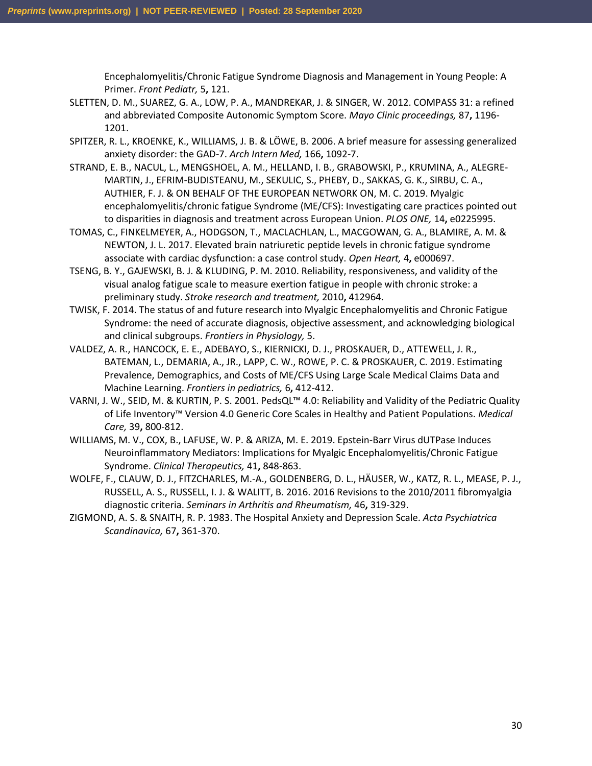Encephalomyelitis/Chronic Fatigue Syndrome Diagnosis and Management in Young People: A Primer. *Front Pediatr,* 5**,** 121.

SLETTEN, D. M., SUAREZ, G. A., LOW, P. A., MANDREKAR, J. & SINGER, W. 2012. COMPASS 31: a refined and abbreviated Composite Autonomic Symptom Score. *Mayo Clinic proceedings,* 87**,** 1196-1201.

SPITZER, R. L., KROENKE, K., WILLIAMS, J. B. & LÖWE, B. 2006. A brief measure for assessing generalized anxiety disorder: the GAD-7. *Arch Intern Med,* 166**,** 1092-7.

STRAND, E. B., NACUL, L., MENGSHOEL, A. M., HELLAND, I. B., GRABOWSKI, P., KRUMINA, A., ALEGRE-MARTIN, J., EFRIM-BUDISTEANU, M., SEKULIC, S., PHEBY, D., SAKKAS, G. K., SIRBU, C. A., AUTHIER, F. J. & ON BEHALF OF THE EUROPEAN NETWORK ON, M. C. 2019. Myalgic encephalomyelitis/chronic fatigue Syndrome (ME/CFS): Investigating care practices pointed out to disparities in diagnosis and treatment across European Union. *PLOS ONE,* 14**,** e0225995.

TOMAS, C., FINKELMEYER, A., HODGSON, T., MACLACHLAN, L., MACGOWAN, G. A., BLAMIRE, A. M. & NEWTON, J. L. 2017. Elevated brain natriuretic peptide levels in chronic fatigue syndrome associate with cardiac dysfunction: a case control study. *Open Heart,* 4**,** e000697.

TSENG, B. Y., GAJEWSKI, B. J. & KLUDING, P. M. 2010. Reliability, responsiveness, and validity of the visual analog fatigue scale to measure exertion fatigue in people with chronic stroke: a preliminary study. *Stroke research and treatment,* 2010**,** 412964.

TWISK, F. 2014. The status of and future research into Myalgic Encephalomyelitis and Chronic Fatigue Syndrome: the need of accurate diagnosis, objective assessment, and acknowledging biological and clinical subgroups. *Frontiers in Physiology,* 5.

VALDEZ, A. R., HANCOCK, E. E., ADEBAYO, S., KIERNICKI, D. J., PROSKAUER, D., ATTEWELL, J. R., BATEMAN, L., DEMARIA, A., JR., LAPP, C. W., ROWE, P. C. & PROSKAUER, C. 2019. Estimating Prevalence, Demographics, and Costs of ME/CFS Using Large Scale Medical Claims Data and Machine Learning. *Frontiers in pediatrics,* 6**,** 412-412.

VARNI, J. W., SEID, M. & KURTIN, P. S. 2001. PedsQL™ 4.0: Reliability and Validity of the Pediatric Quality of Life Inventory™ Version 4.0 Generic Core Scales in Healthy and Patient Populations. *Medical Care,* 39**,** 800-812.

WILLIAMS, M. V., COX, B., LAFUSE, W. P. & ARIZA, M. E. 2019. Epstein-Barr Virus dUTPase Induces Neuroinflammatory Mediators: Implications for Myalgic Encephalomyelitis/Chronic Fatigue Syndrome. *Clinical Therapeutics,* 41**,** 848-863.

WOLFE, F., CLAUW, D. J., FITZCHARLES, M.-A., GOLDENBERG, D. L., HÄUSER, W., KATZ, R. L., MEASE, P. J., RUSSELL, A. S., RUSSELL, I. J. & WALITT, B. 2016. 2016 Revisions to the 2010/2011 fibromyalgia diagnostic criteria. *Seminars in Arthritis and Rheumatism,* 46**,** 319-329.

ZIGMOND, A. S. & SNAITH, R. P. 1983. The Hospital Anxiety and Depression Scale. *Acta Psychiatrica Scandinavica,* 67**,** 361-370.